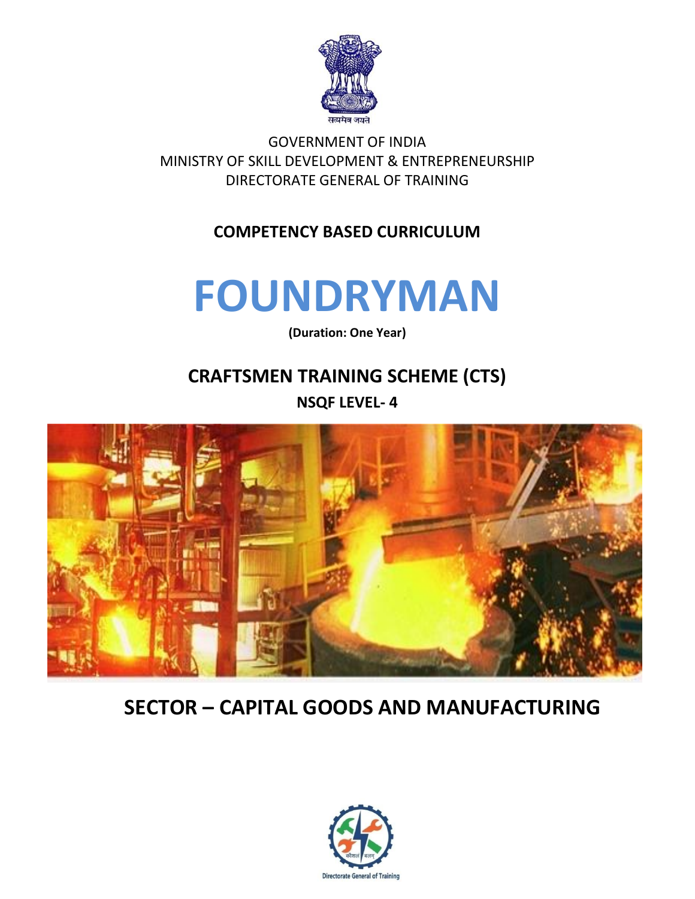सत्यमेव जयते

GOVERNMENT OF INDIA
MINISTRY OF SKILL DEVELOPMENT & ENTREPRENEURSHIP
DIRECTORATE GENERAL OF TRAINING

**COMPETENCY BASED CURRICULUM**

# FOUNDRYMAN

**(Duration: One Year)**

## CRAFTSMEN TRAINING SCHEME (CTS)

**NSQF LEVEL- 4**

## SECTOR – CAPITAL GOODS AND MANUFACTURING

कौशल भारत कुशल भारत

Directorate General of Training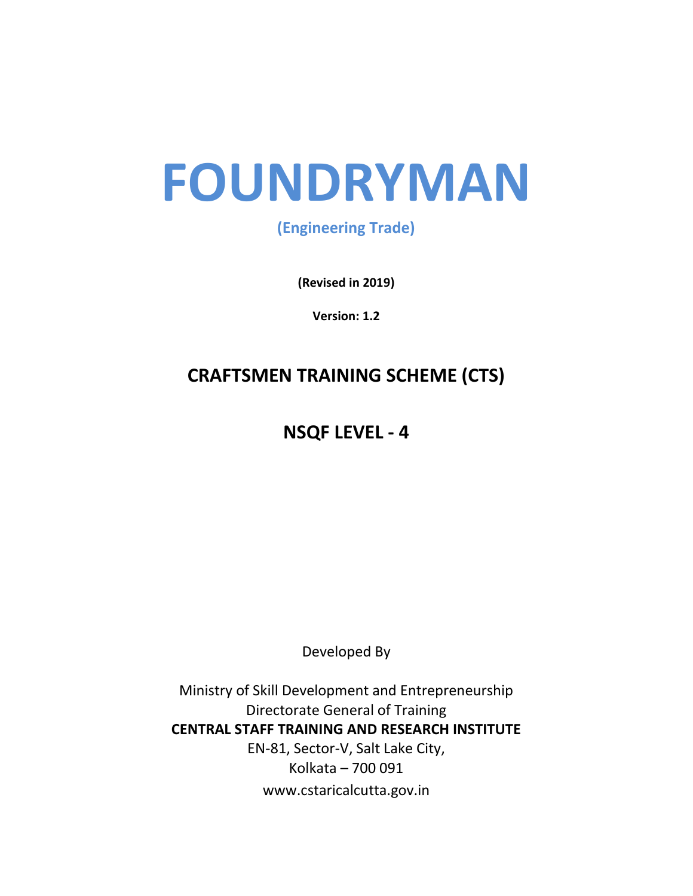# FOUNDRYMAN

**(Engineering Trade)**

**(Revised in 2019)**

**Version: 1.2**

## CRAFTSMEN TRAINING SCHEME (CTS)

## NSQF LEVEL - 4

Developed By

Ministry of Skill Development and Entrepreneurship
Directorate General of Training
**CENTRAL STAFF TRAINING AND RESEARCH INSTITUTE**
EN-81, Sector-V, Salt Lake City,
Kolkata – 700 091
www.cstaricalcutta.gov.in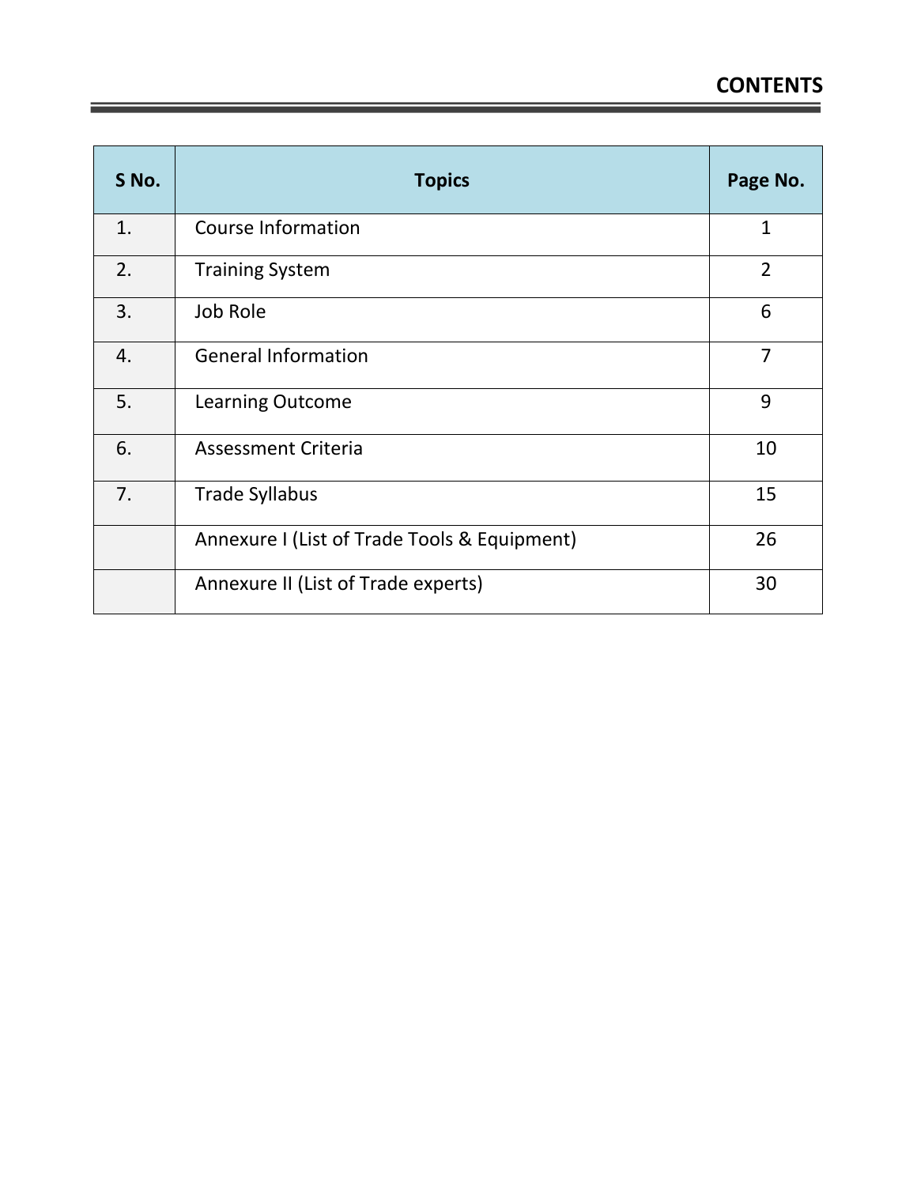## CONTENTS

| S No. | Topics | Page No. |
|---|---|---|
| 1. | Course Information | 1 |
| 2. | Training System | 2 |
| 3. | Job Role | 6 |
| 4. | General Information | 7 |
| 5. | Learning Outcome | 9 |
| 6. | Assessment Criteria | 10 |
| 7. | Trade Syllabus | 15 |
| | Annexure I (List of Trade Tools & Equipment) | 26 |
| | Annexure II (List of Trade experts) | 30 |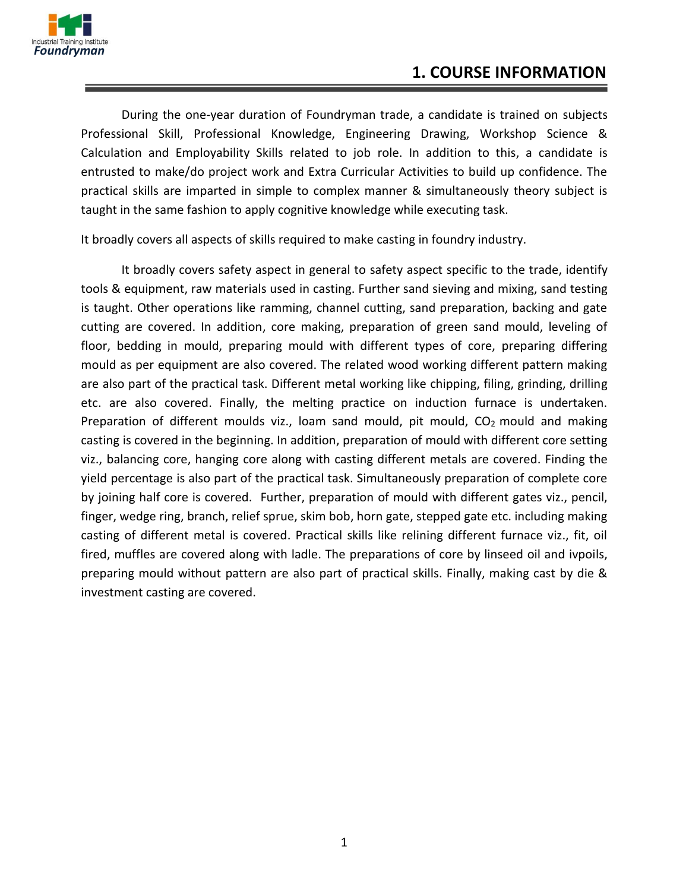# 1. COURSE INFORMATION

During the one-year duration of Foundryman trade, a candidate is trained on subjects Professional Skill, Professional Knowledge, Engineering Drawing, Workshop Science & Calculation and Employability Skills related to job role. In addition to this, a candidate is entrusted to make/do project work and Extra Curricular Activities to build up confidence. The practical skills are imparted in simple to complex manner & simultaneously theory subject is taught in the same fashion to apply cognitive knowledge while executing task.

It broadly covers all aspects of skills required to make casting in foundry industry.

It broadly covers safety aspect in general to safety aspect specific to the trade, identify tools & equipment, raw materials used in casting. Further sand sieving and mixing, sand testing is taught. Other operations like ramming, channel cutting, sand preparation, backing and gate cutting are covered. In addition, core making, preparation of green sand mould, leveling of floor, bedding in mould, preparing mould with different types of core, preparing differing mould as per equipment are also covered. The related wood working different pattern making are also part of the practical task. Different metal working like chipping, filing, grinding, drilling etc. are also covered. Finally, the melting practice on induction furnace is undertaken. Preparation of different moulds viz., loam sand mould, pit mould, $CO_2$ mould and making casting is covered in the beginning. In addition, preparation of mould with different core setting viz., balancing core, hanging core along with casting different metals are covered. Finding the yield percentage is also part of the practical task. Simultaneously preparation of complete core by joining half core is covered. Further, preparation of mould with different gates viz., pencil, finger, wedge ring, branch, relief sprue, skim bob, horn gate, stepped gate etc. including making casting of different metal is covered. Practical skills like relining different furnace viz., fit, oil fired, muffles are covered along with ladle. The preparations of core by linseed oil and ivpoils, preparing mould without pattern are also part of practical skills. Finally, making cast by die & investment casting are covered.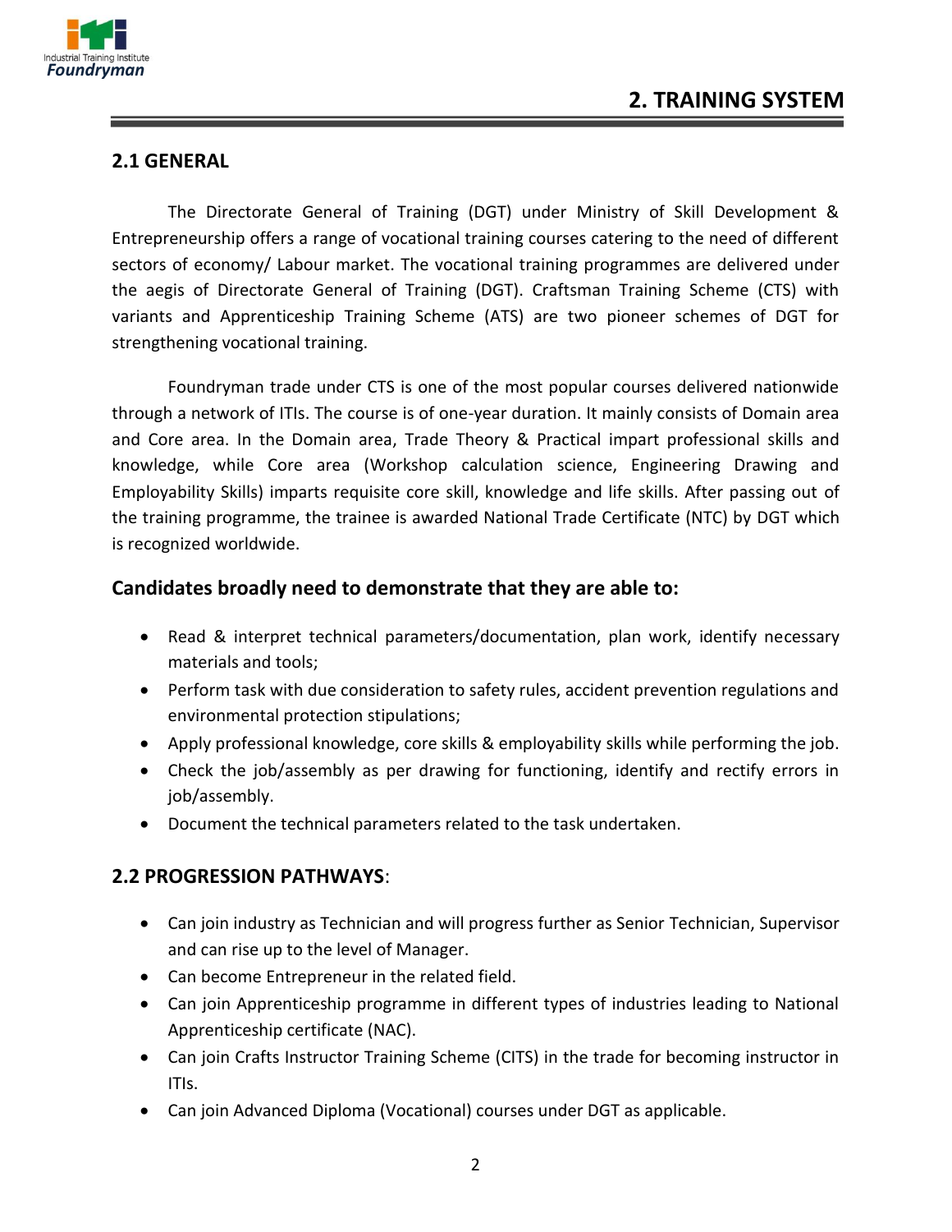# 2. TRAINING SYSTEM

## 2.1 GENERAL

The Directorate General of Training (DGT) under Ministry of Skill Development & Entrepreneurship offers a range of vocational training courses catering to the need of different sectors of economy/ Labour market. The vocational training programmes are delivered under the aegis of Directorate General of Training (DGT). Craftsman Training Scheme (CTS) with variants and Apprenticeship Training Scheme (ATS) are two pioneer schemes of DGT for strengthening vocational training.

Foundryman trade under CTS is one of the most popular courses delivered nationwide through a network of ITIs. The course is of one-year duration. It mainly consists of Domain area and Core area. In the Domain area, Trade Theory & Practical impart professional skills and knowledge, while Core area (Workshop calculation science, Engineering Drawing and Employability Skills) imparts requisite core skill, knowledge and life skills. After passing out of the training programme, the trainee is awarded National Trade Certificate (NTC) by DGT which is recognized worldwide.

### Candidates broadly need to demonstrate that they are able to:

- Read & interpret technical parameters/documentation, plan work, identify necessary materials and tools;
- Perform task with due consideration to safety rules, accident prevention regulations and environmental protection stipulations;
- Apply professional knowledge, core skills & employability skills while performing the job.
- Check the job/assembly as per drawing for functioning, identify and rectify errors in job/assembly.
- Document the technical parameters related to the task undertaken.

## 2.2 PROGRESSION PATHWAYS:

- Can join industry as Technician and will progress further as Senior Technician, Supervisor and can rise up to the level of Manager.
- Can become Entrepreneur in the related field.
- Can join Apprenticeship programme in different types of industries leading to National Apprenticeship certificate (NAC).
- Can join Crafts Instructor Training Scheme (CITS) in the trade for becoming instructor in ITIs.
- Can join Advanced Diploma (Vocational) courses under DGT as applicable.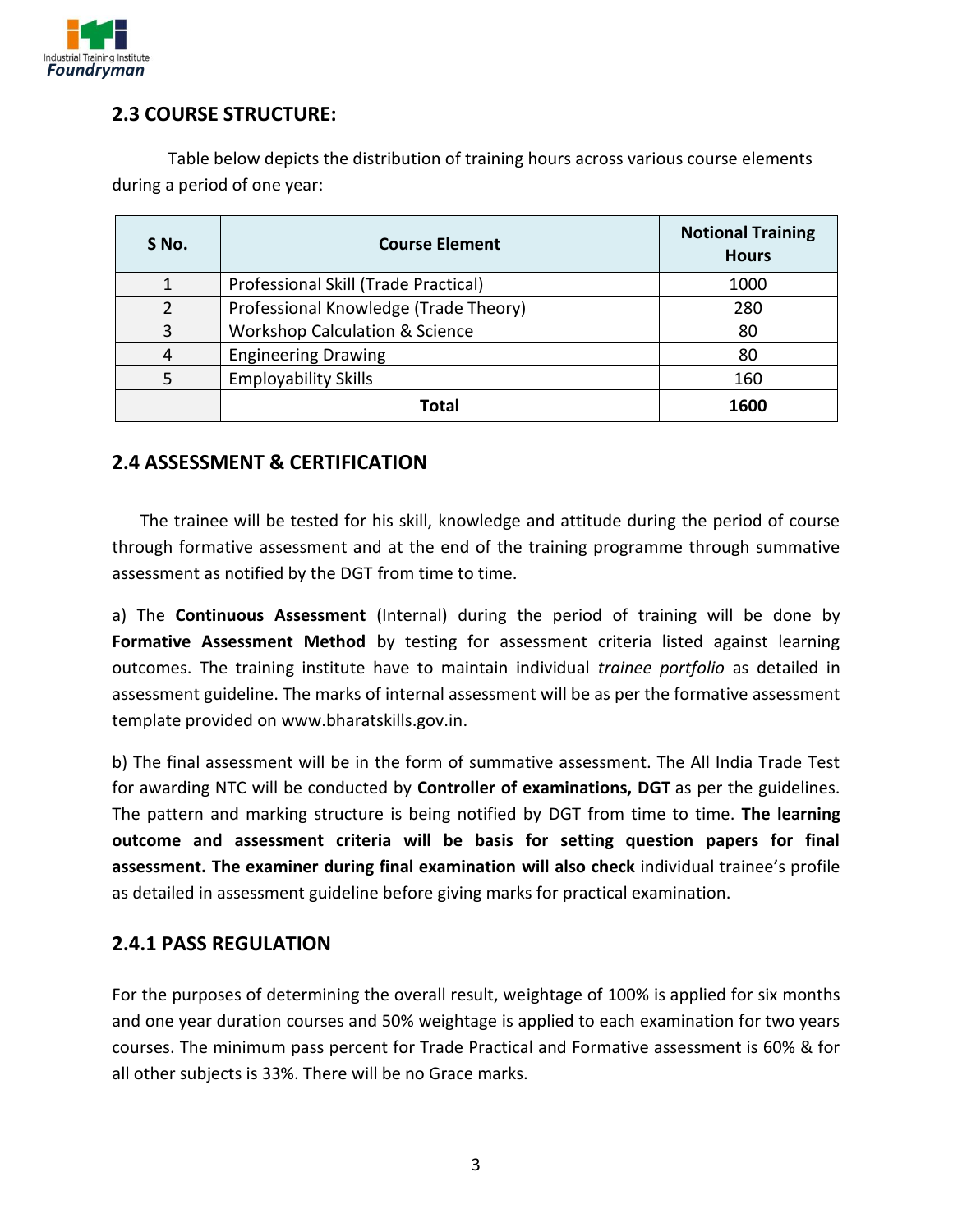## 2.3 COURSE STRUCTURE:

Table below depicts the distribution of training hours across various course elements during a period of one year:

| S No. | Course Element | Notional Training Hours |
|---|---|---|
| 1 | Professional Skill (Trade Practical) | 1000 |
| 2 | Professional Knowledge (Trade Theory) | 280 |
| 3 | Workshop Calculation & Science | 80 |
| 4 | Engineering Drawing | 80 |
| 5 | Employability Skills | 160 |
| | **Total** | **1600** |

## 2.4 ASSESSMENT & CERTIFICATION

The trainee will be tested for his skill, knowledge and attitude during the period of course through formative assessment and at the end of the training programme through summative assessment as notified by the DGT from time to time.

a) The **Continuous Assessment** (Internal) during the period of training will be done by **Formative Assessment Method** by testing for assessment criteria listed against learning outcomes. The training institute have to maintain individual *trainee portfolio* as detailed in assessment guideline. The marks of internal assessment will be as per the formative assessment template provided on www.bharatskills.gov.in.

b) The final assessment will be in the form of summative assessment. The All India Trade Test for awarding NTC will be conducted by **Controller of examinations, DGT** as per the guidelines. The pattern and marking structure is being notified by DGT from time to time. **The learning outcome and assessment criteria will be basis for setting question papers for final assessment. The examiner during final examination will also check** individual trainee's profile as detailed in assessment guideline before giving marks for practical examination.

### 2.4.1 PASS REGULATION

For the purposes of determining the overall result, weightage of 100% is applied for six months and one year duration courses and 50% weightage is applied to each examination for two years courses. The minimum pass percent for Trade Practical and Formative assessment is 60% & for all other subjects is 33%. There will be no Grace marks.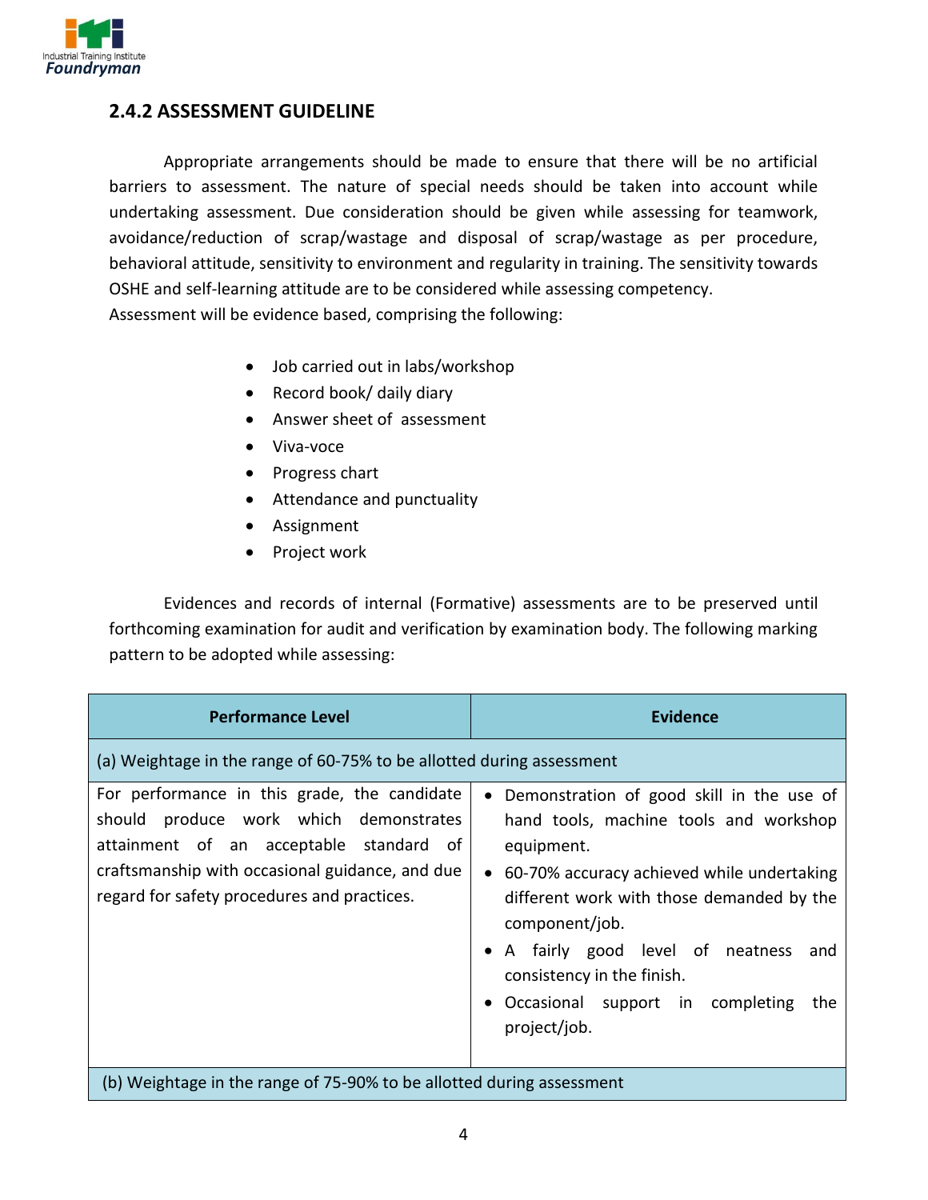## 2.4.2 ASSESSMENT GUIDELINE

Appropriate arrangements should be made to ensure that there will be no artificial barriers to assessment. The nature of special needs should be taken into account while undertaking assessment. Due consideration should be given while assessing for teamwork, avoidance/reduction of scrap/wastage and disposal of scrap/wastage as per procedure, behavioral attitude, sensitivity to environment and regularity in training. The sensitivity towards OSHE and self-learning attitude are to be considered while assessing competency.

Assessment will be evidence based, comprising the following:

- Job carried out in labs/workshop
- Record book/ daily diary
- Answer sheet of assessment
- Viva-voce
- Progress chart
- Attendance and punctuality
- Assignment
- Project work

Evidences and records of internal (Formative) assessments are to be preserved until forthcoming examination for audit and verification by examination body. The following marking pattern to be adopted while assessing:

| Performance Level | Evidence |
|---|---|
| (a) Weightage in the range of 60-75% to be allotted during assessment | |
| For performance in this grade, the candidate should produce work which demonstrates attainment of an acceptable standard of craftsmanship with occasional guidance, and due regard for safety procedures and practices. | • Demonstration of good skill in the use of hand tools, machine tools and workshop equipment.<br>• 60-70% accuracy achieved while undertaking different work with those demanded by the component/job.<br>• A fairly good level of neatness and consistency in the finish.<br>• Occasional support in completing the project/job. |
| (b) Weightage in the range of 75-90% to be allotted during assessment | |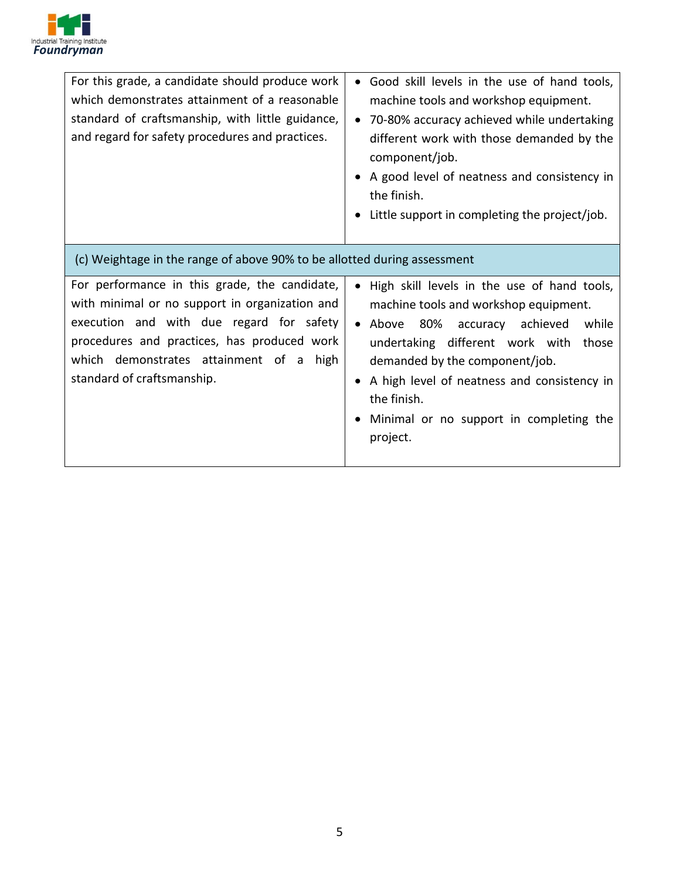| | |
|---|---|
| For this grade, a candidate should produce work which demonstrates attainment of a reasonable standard of craftsmanship, with little guidance, and regard for safety procedures and practices. | • Good skill levels in the use of hand tools, machine tools and workshop equipment.<br>• 70-80% accuracy achieved while undertaking different work with those demanded by the component/job.<br>• A good level of neatness and consistency in the finish.<br>• Little support in completing the project/job. |
| (c) Weightage in the range of above 90% to be allotted during assessment | |
| For performance in this grade, the candidate, with minimal or no support in organization and execution and with due regard for safety procedures and practices, has produced work which demonstrates attainment of a high standard of craftsmanship. | • High skill levels in the use of hand tools, machine tools and workshop equipment.<br>• Above 80% accuracy achieved while undertaking different work with those demanded by the component/job.<br>• A high level of neatness and consistency in the finish.<br>• Minimal or no support in completing the project. |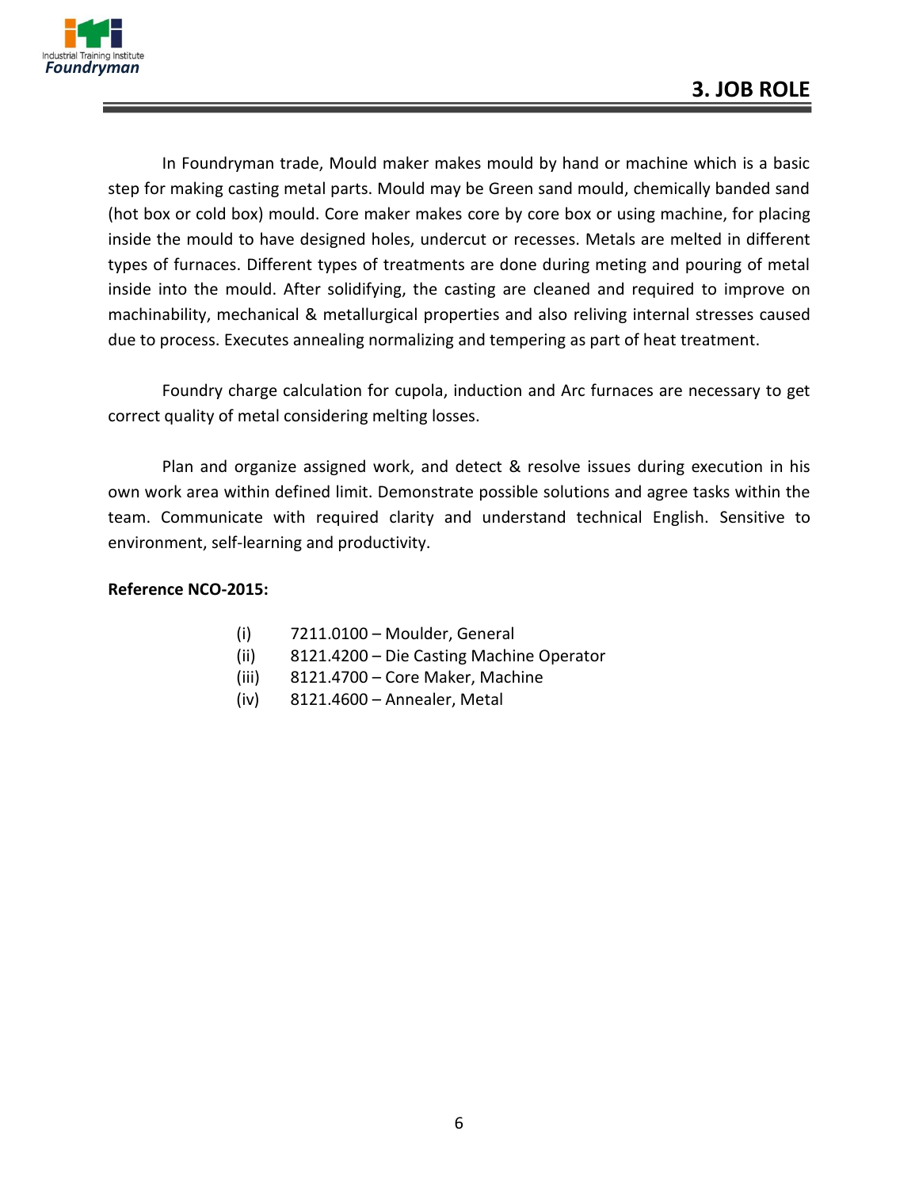# 3. JOB ROLE

In Foundryman trade, Mould maker makes mould by hand or machine which is a basic step for making casting metal parts. Mould may be Green sand mould, chemically banded sand (hot box or cold box) mould. Core maker makes core by core box or using machine, for placing inside the mould to have designed holes, undercut or recesses. Metals are melted in different types of furnaces. Different types of treatments are done during meting and pouring of metal inside into the mould. After solidifying, the casting are cleaned and required to improve on machinability, mechanical & metallurgical properties and also reliving internal stresses caused due to process. Executes annealing normalizing and tempering as part of heat treatment.

Foundry charge calculation for cupola, induction and Arc furnaces are necessary to get correct quality of metal considering melting losses.

Plan and organize assigned work, and detect & resolve issues during execution in his own work area within defined limit. Demonstrate possible solutions and agree tasks within the team. Communicate with required clarity and understand technical English. Sensitive to environment, self-learning and productivity.

**Reference NCO-2015:**

(i) 7211.0100 – Moulder, General
(ii) 8121.4200 – Die Casting Machine Operator
(iii) 8121.4700 – Core Maker, Machine
(iv) 8121.4600 – Annealer, Metal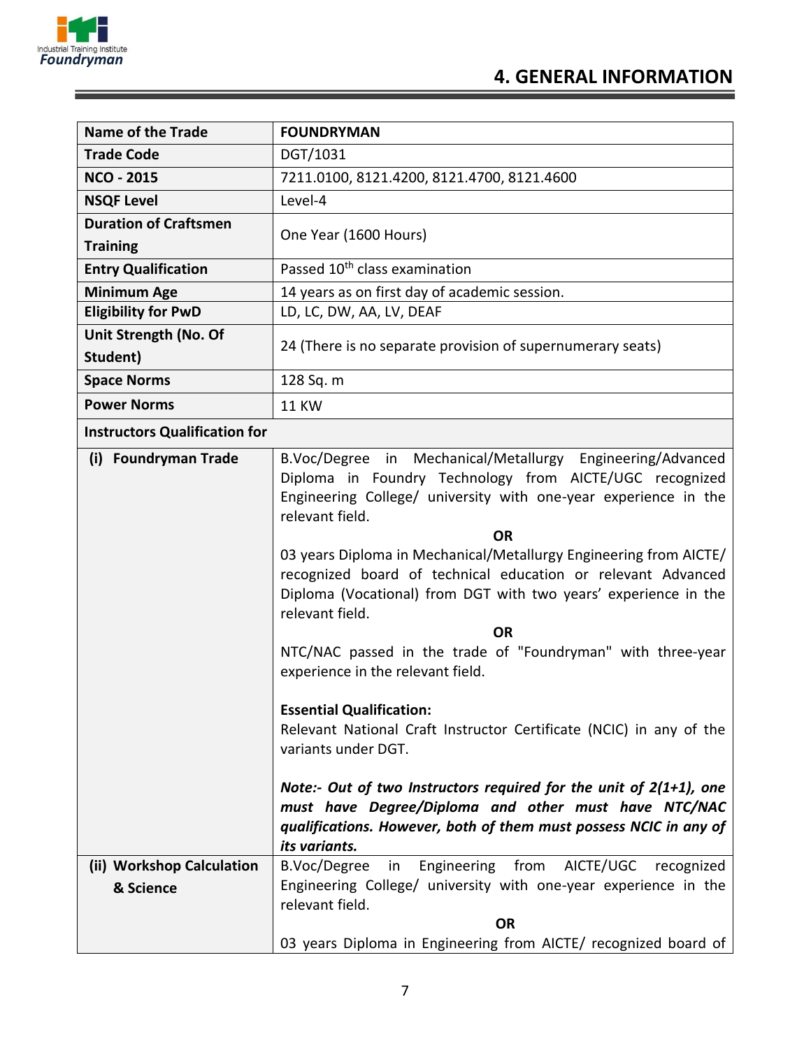# 4. GENERAL INFORMATION

| Name of the Trade | FOUNDRYMAN |
|---|---|
| Trade Code | DGT/1031 |
| NCO - 2015 | 7211.0100, 8121.4200, 8121.4700, 8121.4600 |
| NSQF Level | Level-4 |
| Duration of Craftsmen Training | One Year (1600 Hours) |
| Entry Qualification | Passed 10th class examination |
| Minimum Age | 14 years as on first day of academic session. |
| Eligibility for PwD | LD, LC, DW, AA, LV, DEAF |
| Unit Strength (No. Of Student) | 24 (There is no separate provision of supernumerary seats) |
| Space Norms | 128 Sq. m |
| Power Norms | 11 KW |
| **Instructors Qualification for** | |
| (i) Foundryman Trade | B.Voc/Degree in Mechanical/Metallurgy Engineering/Advanced Diploma in Foundry Technology from AICTE/UGC recognized Engineering College/ university with one-year experience in the relevant field.<br>**OR**<br>03 years Diploma in Mechanical/Metallurgy Engineering from AICTE/ recognized board of technical education or relevant Advanced Diploma (Vocational) from DGT with two years' experience in the relevant field.<br>**OR**<br>NTC/NAC passed in the trade of "Foundryman" with three-year experience in the relevant field.<br><br>**Essential Qualification:**<br>Relevant National Craft Instructor Certificate (NCIC) in any of the variants under DGT.<br><br>***Note:- Out of two Instructors required for the unit of 2(1+1), one must have Degree/Diploma and other must have NTC/NAC qualifications. However, both of them must possess NCIC in any of its variants.*** |
| (ii) Workshop Calculation & Science | B.Voc/Degree in Engineering from AICTE/UGC recognized Engineering College/ university with one-year experience in the relevant field.<br>**OR**<br>03 years Diploma in Engineering from AICTE/ recognized board of |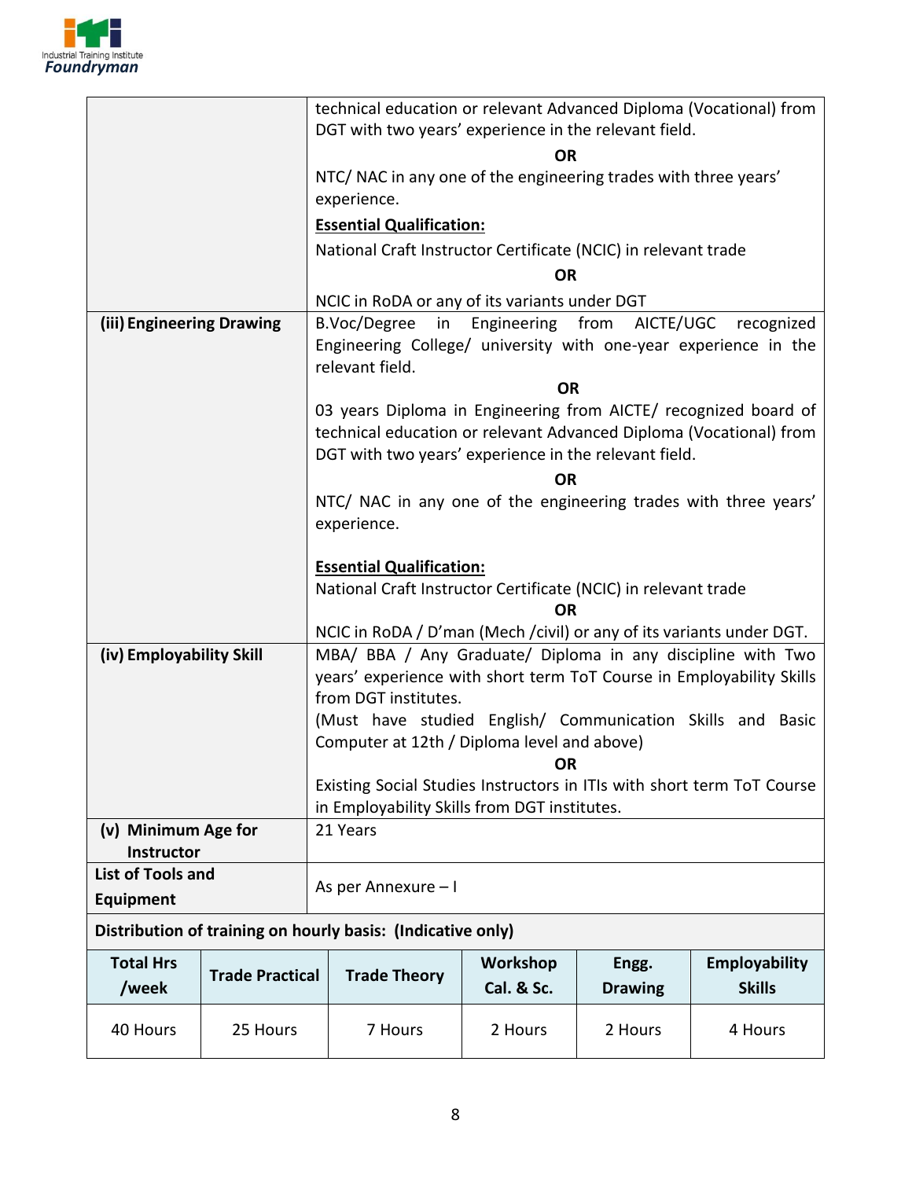| | |
|---|---|
| | technical education or relevant Advanced Diploma (Vocational) from DGT with two years' experience in the relevant field.<br>**OR**<br>NTC/ NAC in any one of the engineering trades with three years' experience.<br>**Essential Qualification:**<br>National Craft Instructor Certificate (NCIC) in relevant trade<br>**OR**<br>NCIC in RoDA or any of its variants under DGT |
| **(iii) Engineering Drawing** | B.Voc/Degree in Engineering from AICTE/UGC recognized Engineering College/ university with one-year experience in the relevant field.<br>**OR**<br>03 years Diploma in Engineering from AICTE/ recognized board of technical education or relevant Advanced Diploma (Vocational) from DGT with two years' experience in the relevant field.<br>**OR**<br>NTC/ NAC in any one of the engineering trades with three years' experience.<br>**Essential Qualification:**<br>National Craft Instructor Certificate (NCIC) in relevant trade<br>**OR**<br>NCIC in RoDA / D'man (Mech /civil) or any of its variants under DGT. |
| **(iv) Employability Skill** | MBA/ BBA / Any Graduate/ Diploma in any discipline with Two years' experience with short term ToT Course in Employability Skills from DGT institutes.<br>(Must have studied English/ Communication Skills and Basic Computer at 12th / Diploma level and above)<br>**OR**<br>Existing Social Studies Instructors in ITIs with short term ToT Course in Employability Skills from DGT institutes. |
| **(v) Minimum Age for Instructor** | 21 Years |
| **List of Tools and Equipment** | As per Annexure – I |

**Distribution of training on hourly basis: (Indicative only)**

| Total Hrs /week | Trade Practical | Trade Theory | Workshop Cal. & Sc. | Engg. Drawing | Employability Skills |
|---|---|---|---|---|---|
| 40 Hours | 25 Hours | 7 Hours | 2 Hours | 2 Hours | 4 Hours |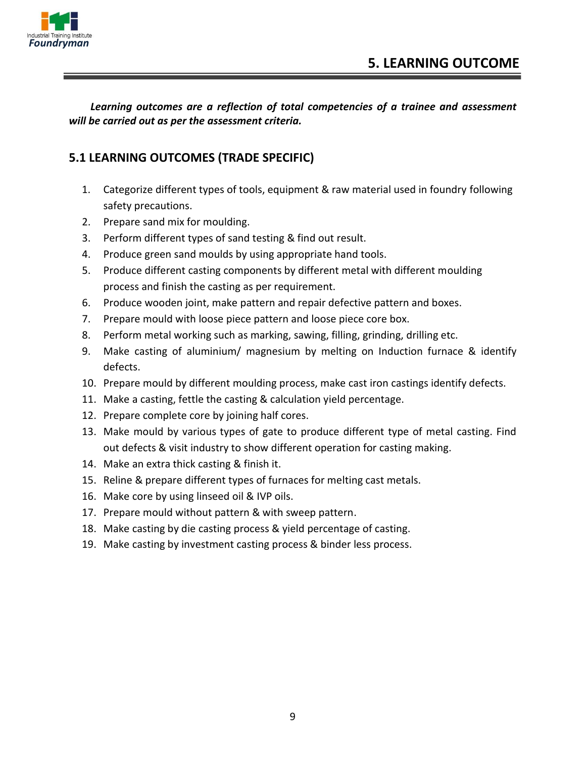# 5. LEARNING OUTCOME

***Learning outcomes are a reflection of total competencies of a trainee and assessment will be carried out as per the assessment criteria.***

## 5.1 LEARNING OUTCOMES (TRADE SPECIFIC)

1. Categorize different types of tools, equipment & raw material used in foundry following safety precautions.
2. Prepare sand mix for moulding.
3. Perform different types of sand testing & find out result.
4. Produce green sand moulds by using appropriate hand tools.
5. Produce different casting components by different metal with different moulding process and finish the casting as per requirement.
6. Produce wooden joint, make pattern and repair defective pattern and boxes.
7. Prepare mould with loose piece pattern and loose piece core box.
8. Perform metal working such as marking, sawing, filling, grinding, drilling etc.
9. Make casting of aluminium/ magnesium by melting on Induction furnace & identify defects.
10. Prepare mould by different moulding process, make cast iron castings identify defects.
11. Make a casting, fettle the casting & calculation yield percentage.
12. Prepare complete core by joining half cores.
13. Make mould by various types of gate to produce different type of metal casting. Find out defects & visit industry to show different operation for casting making.
14. Make an extra thick casting & finish it.
15. Reline & prepare different types of furnaces for melting cast metals.
16. Make core by using linseed oil & IVP oils.
17. Prepare mould without pattern & with sweep pattern.
18. Make casting by die casting process & yield percentage of casting.
19. Make casting by investment casting process & binder less process.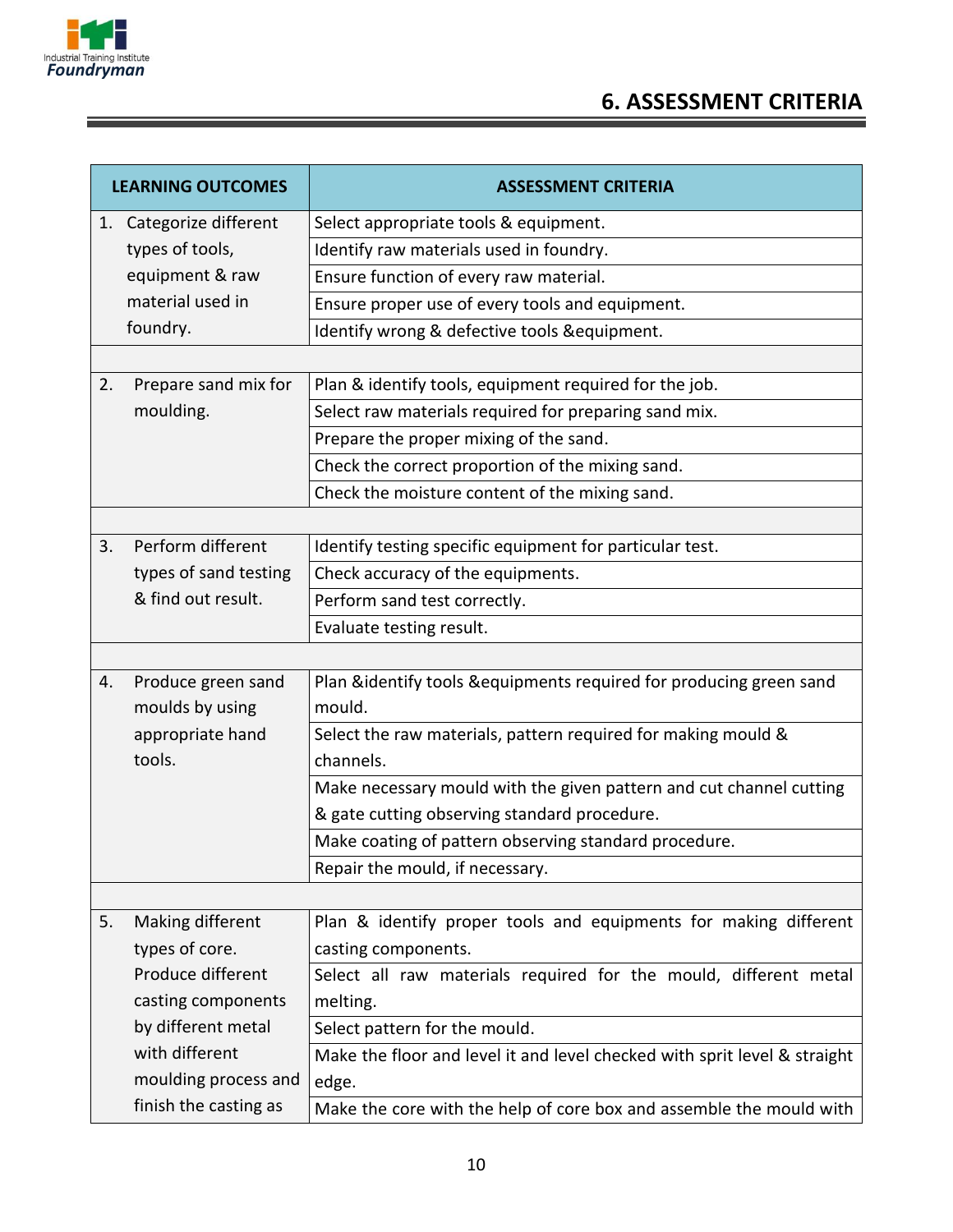## 6. ASSESSMENT CRITERIA

| LEARNING OUTCOMES | ASSESSMENT CRITERIA |
|---|---|
| 1. Categorize different types of tools, equipment & raw material used in foundry. | Select appropriate tools & equipment. |
| | Identify raw materials used in foundry. |
| | Ensure function of every raw material. |
| | Ensure proper use of every tools and equipment. |
| | Identify wrong & defective tools &equipment. |
| | |
| 2. Prepare sand mix for moulding. | Plan & identify tools, equipment required for the job. |
| | Select raw materials required for preparing sand mix. |
| | Prepare the proper mixing of the sand. |
| | Check the correct proportion of the mixing sand. |
| | Check the moisture content of the mixing sand. |
| | |
| 3. Perform different types of sand testing & find out result. | Identify testing specific equipment for particular test. |
| | Check accuracy of the equipments. |
| | Perform sand test correctly. |
| | Evaluate testing result. |
| | |
| 4. Produce green sand moulds by using appropriate hand tools. | Plan &identify tools &equipments required for producing green sand mould. |
| | Select the raw materials, pattern required for making mould & channels. |
| | Make necessary mould with the given pattern and cut channel cutting & gate cutting observing standard procedure. |
| | Make coating of pattern observing standard procedure. |
| | Repair the mould, if necessary. |
| | |
| 5. Making different types of core. Produce different casting components by different metal with different moulding process and finish the casting as | Plan & identify proper tools and equipments for making different casting components. |
| | Select all raw materials required for the mould, different metal melting. |
| | Select pattern for the mould. |
| | Make the floor and level it and level checked with sprit level & straight edge. |
| | Make the core with the help of core box and assemble the mould with |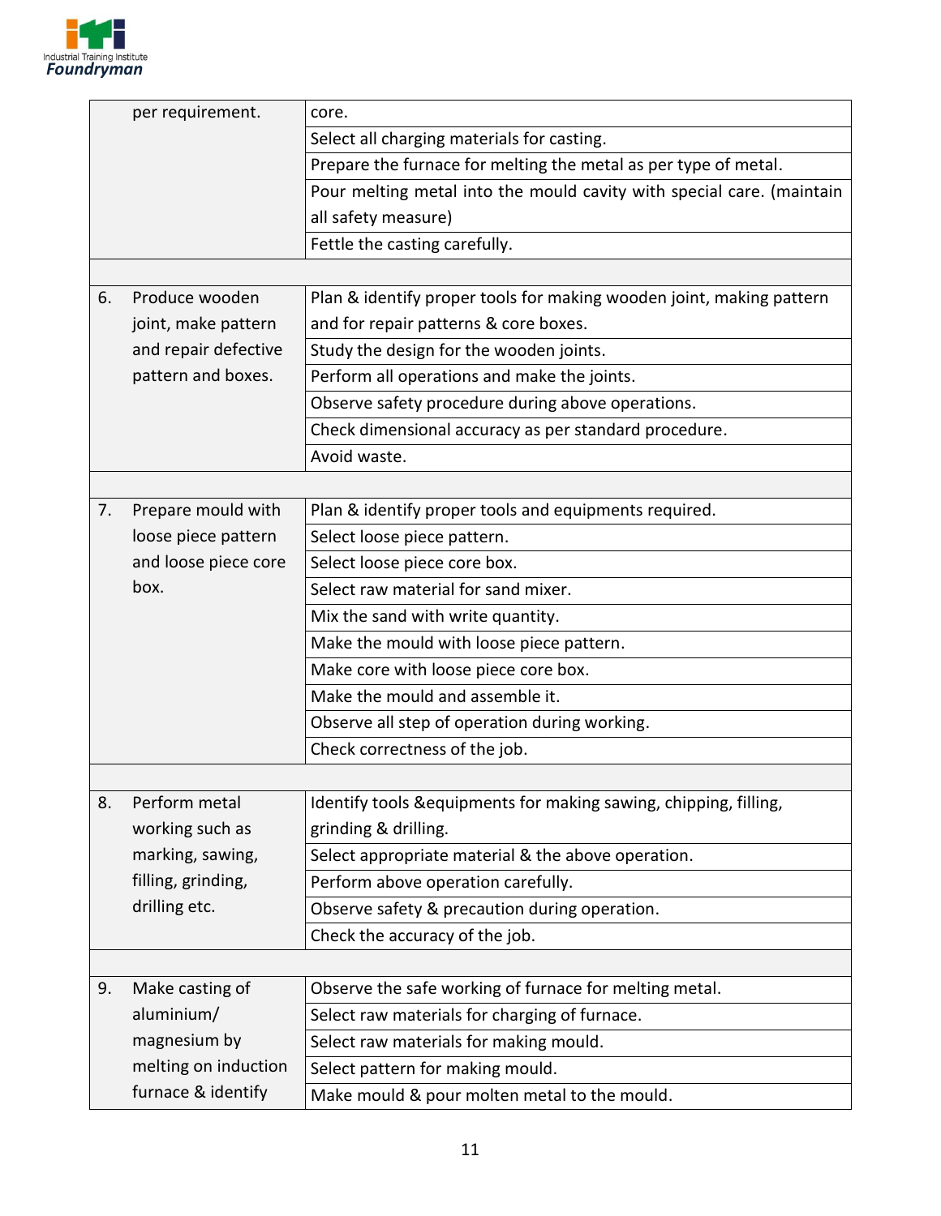| | | |
|---|---|---|
| | per requirement. | core. |
| | | Select all charging materials for casting. |
| | | Prepare the furnace for melting the metal as per type of metal. |
| | | Pour melting metal into the mould cavity with special care. (maintain all safety measure) |
| | | Fettle the casting carefully. |
| | | |
| 6. | Produce wooden joint, make pattern and repair defective pattern and boxes. | Plan & identify proper tools for making wooden joint, making pattern and for repair patterns & core boxes. |
| | | Study the design for the wooden joints. |
| | | Perform all operations and make the joints. |
| | | Observe safety procedure during above operations. |
| | | Check dimensional accuracy as per standard procedure. |
| | | Avoid waste. |
| | | |
| 7. | Prepare mould with loose piece pattern and loose piece core box. | Plan & identify proper tools and equipments required. |
| | | Select loose piece pattern. |
| | | Select loose piece core box. |
| | | Select raw material for sand mixer. |
| | | Mix the sand with write quantity. |
| | | Make the mould with loose piece pattern. |
| | | Make core with loose piece core box. |
| | | Make the mould and assemble it. |
| | | Observe all step of operation during working. |
| | | Check correctness of the job. |
| | | |
| 8. | Perform metal working such as marking, sawing, filling, grinding, drilling etc. | Identify tools &equipments for making sawing, chipping, filling, grinding & drilling. |
| | | Select appropriate material & the above operation. |
| | | Perform above operation carefully. |
| | | Observe safety & precaution during operation. |
| | | Check the accuracy of the job. |
| | | |
| 9. | Make casting of aluminium/ magnesium by melting on induction furnace & identify | Observe the safe working of furnace for melting metal. |
| | | Select raw materials for charging of furnace. |
| | | Select raw materials for making mould. |
| | | Select pattern for making mould. |
| | | Make mould & pour molten metal to the mould. |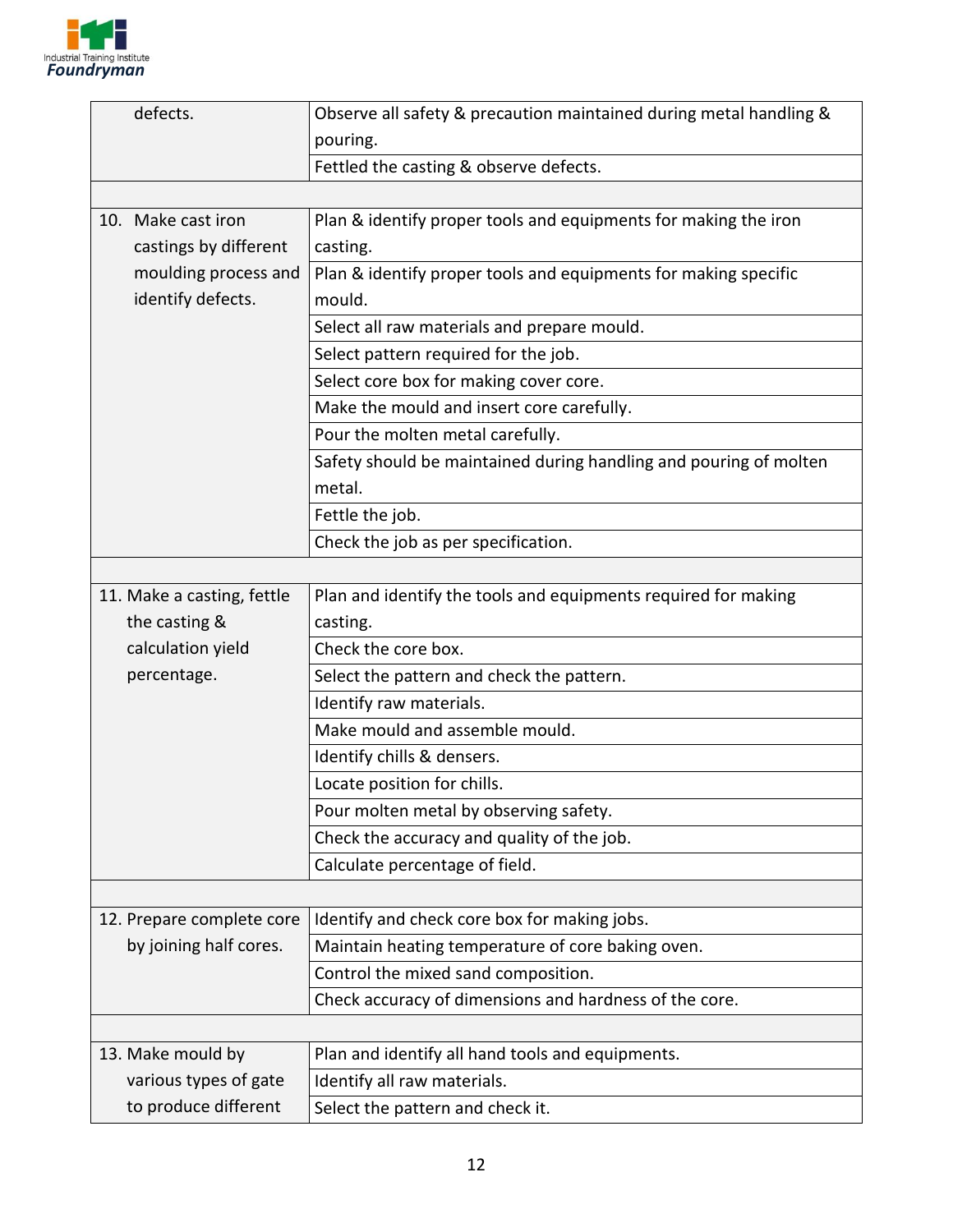| | |
|---|---|
| defects. | Observe all safety & precaution maintained during metal handling & pouring. |
| | Fettled the casting & observe defects. |
| | |
| 10. Make cast iron castings by different moulding process and identify defects. | Plan & identify proper tools and equipments for making the iron casting. |
| | Plan & identify proper tools and equipments for making specific mould. |
| | Select all raw materials and prepare mould. |
| | Select pattern required for the job. |
| | Select core box for making cover core. |
| | Make the mould and insert core carefully. |
| | Pour the molten metal carefully. |
| | Safety should be maintained during handling and pouring of molten metal. |
| | Fettle the job. |
| | Check the job as per specification. |
| | |
| 11. Make a casting, fettle the casting & calculation yield percentage. | Plan and identify the tools and equipments required for making casting. |
| | Check the core box. |
| | Select the pattern and check the pattern. |
| | Identify raw materials. |
| | Make mould and assemble mould. |
| | Identify chills & densers. |
| | Locate position for chills. |
| | Pour molten metal by observing safety. |
| | Check the accuracy and quality of the job. |
| | Calculate percentage of field. |
| | |
| 12. Prepare complete core by joining half cores. | Identify and check core box for making jobs. |
| | Maintain heating temperature of core baking oven. |
| | Control the mixed sand composition. |
| | Check accuracy of dimensions and hardness of the core. |
| | |
| 13. Make mould by various types of gate to produce different | Plan and identify all hand tools and equipments. |
| | Identify all raw materials. |
| | Select the pattern and check it. |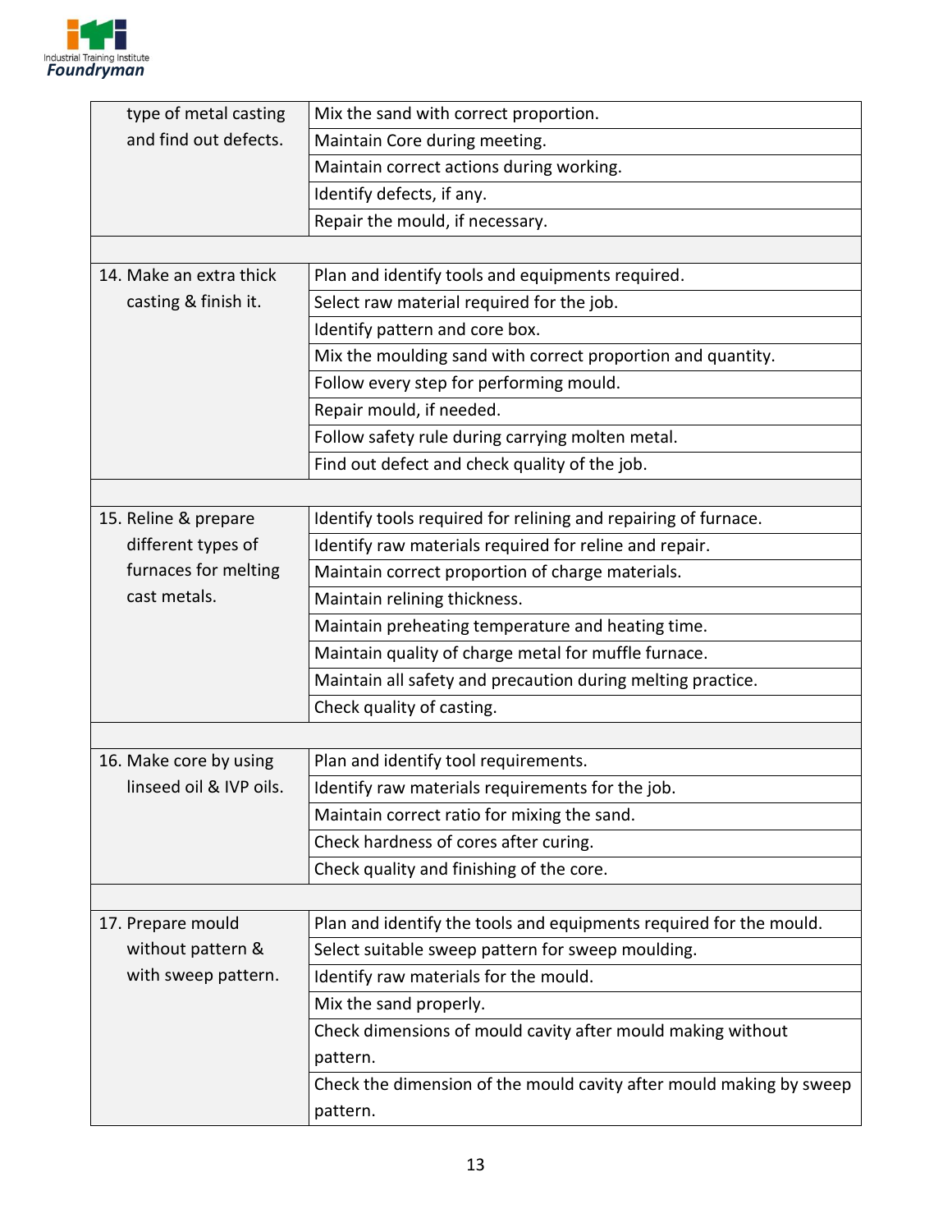| | |
|---|---|
| type of metal casting and find out defects. | Mix the sand with correct proportion. |
| | Maintain Core during meeting. |
| | Maintain correct actions during working. |
| | Identify defects, if any. |
| | Repair the mould, if necessary. |
| | |
| 14. Make an extra thick casting & finish it. | Plan and identify tools and equipments required. |
| | Select raw material required for the job. |
| | Identify pattern and core box. |
| | Mix the moulding sand with correct proportion and quantity. |
| | Follow every step for performing mould. |
| | Repair mould, if needed. |
| | Follow safety rule during carrying molten metal. |
| | Find out defect and check quality of the job. |
| | |
| 15. Reline & prepare different types of furnaces for melting cast metals. | Identify tools required for relining and repairing of furnace. |
| | Identify raw materials required for reline and repair. |
| | Maintain correct proportion of charge materials. |
| | Maintain relining thickness. |
| | Maintain preheating temperature and heating time. |
| | Maintain quality of charge metal for muffle furnace. |
| | Maintain all safety and precaution during melting practice. |
| | Check quality of casting. |
| | |
| 16. Make core by using linseed oil & IVP oils. | Plan and identify tool requirements. |
| | Identify raw materials requirements for the job. |
| | Maintain correct ratio for mixing the sand. |
| | Check hardness of cores after curing. |
| | Check quality and finishing of the core. |
| | |
| 17. Prepare mould without pattern & with sweep pattern. | Plan and identify the tools and equipments required for the mould. |
| | Select suitable sweep pattern for sweep moulding. |
| | Identify raw materials for the mould. |
| | Mix the sand properly. |
| | Check dimensions of mould cavity after mould making without pattern. |
| | Check the dimension of the mould cavity after mould making by sweep pattern. |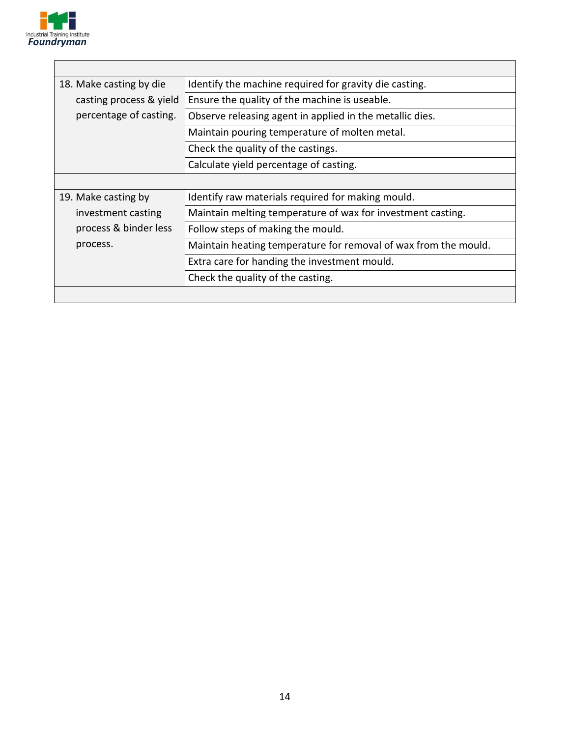| | |
|---|---|
| 18. Make casting by die casting process & yield percentage of casting. | Identify the machine required for gravity die casting. |
| | Ensure the quality of the machine is useable. |
| | Observe releasing agent in applied in the metallic dies. |
| | Maintain pouring temperature of molten metal. |
| | Check the quality of the castings. |
| | Calculate yield percentage of casting. |
| | |
| 19. Make casting by investment casting process & binder less process. | Identify raw materials required for making mould. |
| | Maintain melting temperature of wax for investment casting. |
| | Follow steps of making the mould. |
| | Maintain heating temperature for removal of wax from the mould. |
| | Extra care for handing the investment mould. |
| | Check the quality of the casting. |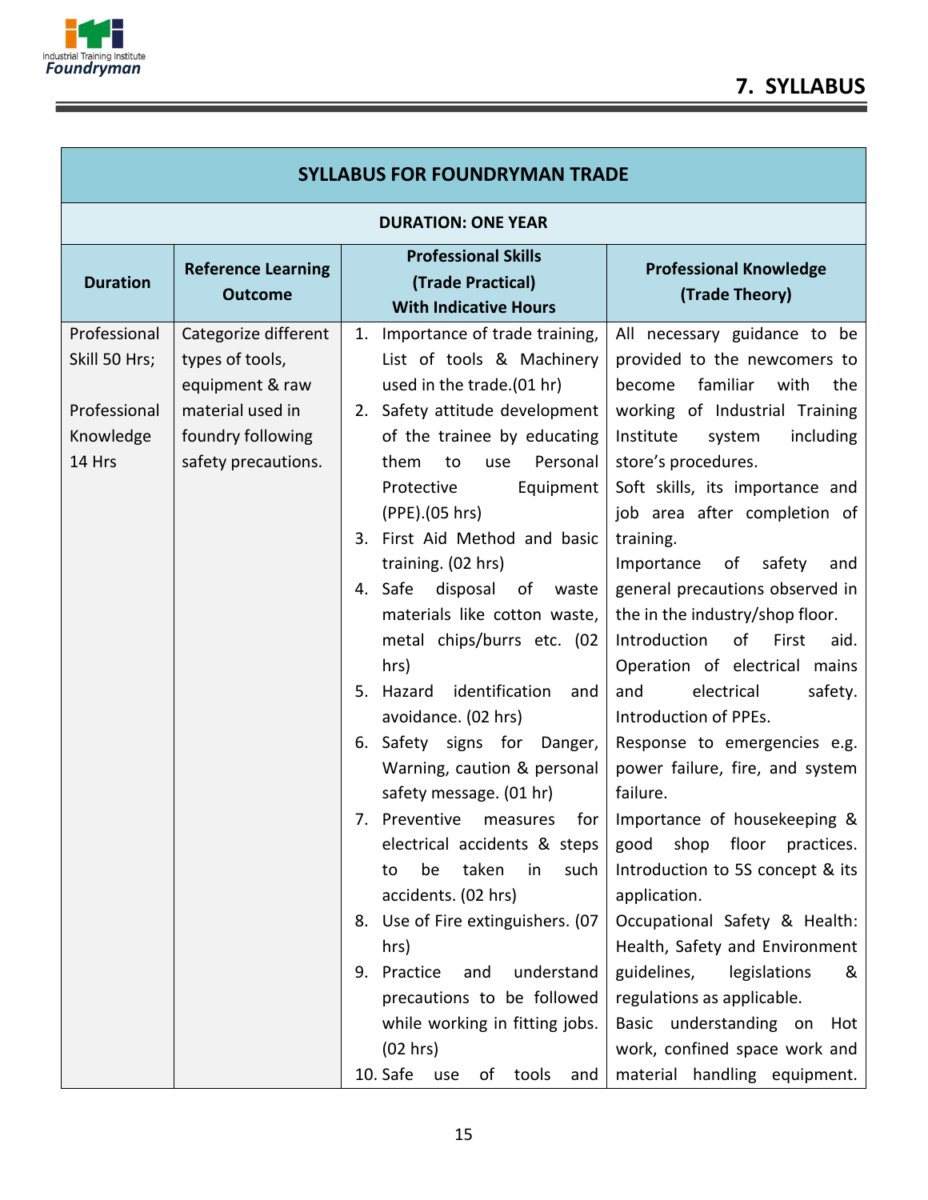# 7. SYLLABUS

| SYLLABUS FOR FOUNDRYMAN TRADE | | | |
|---|---|---|---|
| **DURATION: ONE YEAR** | | | |
| **Duration** | **Reference Learning Outcome** | **Professional Skills (Trade Practical) With Indicative Hours** | **Professional Knowledge (Trade Theory)** |
| Professional Skill 50 Hrs;<br><br>Professional Knowledge 14 Hrs | Categorize different types of tools, equipment & raw material used in foundry following safety precautions. | 1. Importance of trade training, List of tools & Machinery used in the trade.(01 hr)<br>2. Safety attitude development of the trainee by educating them to use Personal Protective Equipment (PPE).(05 hrs)<br>3. First Aid Method and basic training. (02 hrs)<br>4. Safe disposal of waste materials like cotton waste, metal chips/burrs etc. (02 hrs)<br>5. Hazard identification and avoidance. (02 hrs)<br>6. Safety signs for Danger, Warning, caution & personal safety message. (01 hr)<br>7. Preventive measures for electrical accidents & steps to be taken in such accidents. (02 hrs)<br>8. Use of Fire extinguishers. (07 hrs)<br>9. Practice and understand precautions to be followed while working in fitting jobs. (02 hrs)<br>10. Safe use of tools and | All necessary guidance to be provided to the newcomers to become familiar with the working of Industrial Training Institute system including store's procedures.<br>Soft skills, its importance and job area after completion of training.<br>Importance of safety and general precautions observed in the in the industry/shop floor.<br>Introduction of First aid. Operation of electrical mains and electrical safety. Introduction of PPEs.<br>Response to emergencies e.g. power failure, fire, and system failure.<br>Importance of housekeeping & good shop floor practices. Introduction to 5S concept & its application.<br>Occupational Safety & Health: Health, Safety and Environment guidelines, legislations & regulations as applicable.<br>Basic understanding on Hot work, confined space work and material handling equipment. |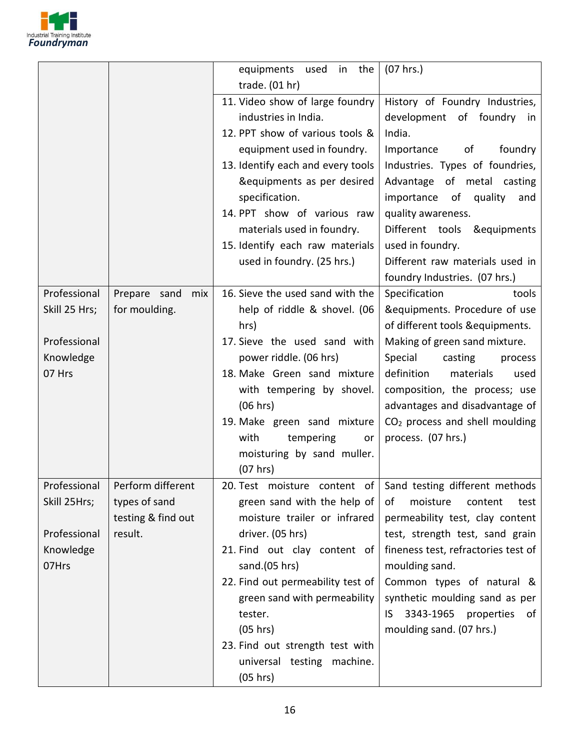| | | | |
|---|---|---|---|
| | | equipments used in the trade. (01 hr) | (07 hrs.) |
| | | 11. Video show of large foundry industries in India.<br>12. PPT show of various tools & equipment used in foundry.<br>13. Identify each and every tools &equipments as per desired specification.<br>14. PPT show of various raw materials used in foundry.<br>15. Identify each raw materials used in foundry. (25 hrs.) | History of Foundry Industries, development of foundry in India.<br>Importance of foundry Industries. Types of foundries, Advantage of metal casting importance of quality and quality awareness.<br>Different tools &equipments used in foundry.<br>Different raw materials used in foundry Industries. (07 hrs.) |
| Professional Skill 25 Hrs;<br><br>Professional Knowledge 07 Hrs | Prepare sand mix for moulding. | 16. Sieve the used sand with the help of riddle & shovel. (06 hrs)<br>17. Sieve the used sand with power riddle. (06 hrs)<br>18. Make Green sand mixture with tempering by shovel. (06 hrs)<br>19. Make green sand mixture with tempering or moisturing by sand muller. (07 hrs) | Specification tools &equipments. Procedure of use of different tools &equipments.<br>Making of green sand mixture.<br>Special casting process definition materials used composition, the process; use advantages and disadvantage of $CO_2$ process and shell moulding process. (07 hrs.) |
| Professional Skill 25Hrs;<br><br>Professional Knowledge 07Hrs | Perform different types of sand testing & find out result. | 20. Test moisture content of green sand with the help of moisture trailer or infrared driver. (05 hrs)<br>21. Find out clay content of sand.(05 hrs)<br>22. Find out permeability test of green sand with permeability tester. (05 hrs)<br>23. Find out strength test with universal testing machine. (05 hrs) | Sand testing different methods of moisture content test permeability test, clay content test, strength test, sand grain fineness test, refractories test of moulding sand.<br>Common types of natural & synthetic moulding sand as per IS 3343-1965 properties of moulding sand. (07 hrs.) |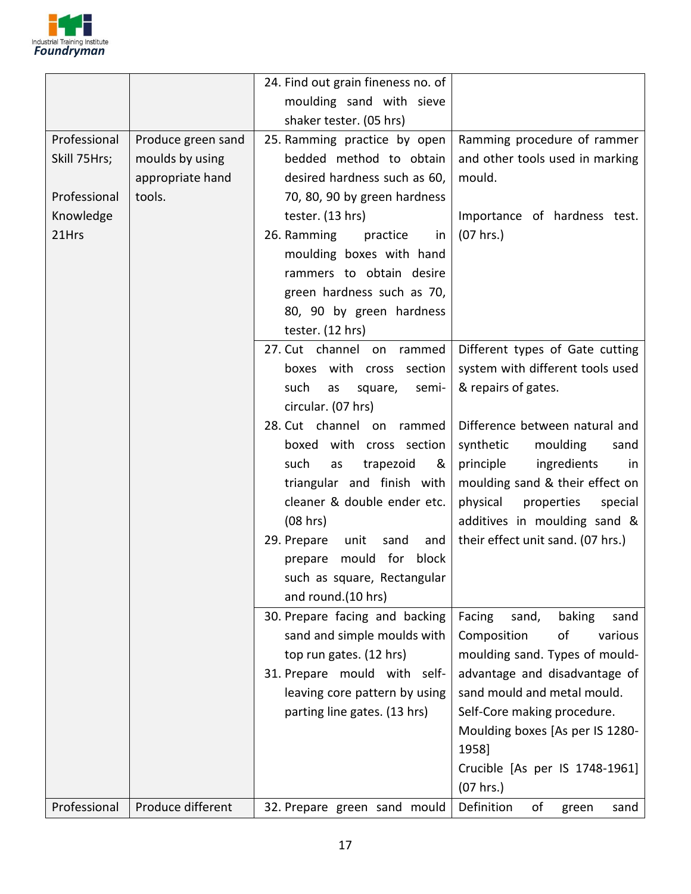| | | | |
|---|---|---|---|
| | | 24. Find out grain fineness no. of moulding sand with sieve shaker tester. (05 hrs) | |
| Professional Skill 75Hrs;<br><br>Professional Knowledge 21Hrs | Produce green sand moulds by using appropriate hand tools. | 25. Ramming practice by open bedded method to obtain desired hardness such as 60, 70, 80, 90 by green hardness tester. (13 hrs)<br>26. Ramming practice in moulding boxes with hand rammers to obtain desire green hardness such as 70, 80, 90 by green hardness tester. (12 hrs) | Ramming procedure of rammer and other tools used in marking mould.<br><br>Importance of hardness test. (07 hrs.) |
| | | 27. Cut channel on rammed boxes with cross section such as square, semi-circular. (07 hrs)<br>28. Cut channel on rammed boxed with cross section such as trapezoid & triangular and finish with cleaner & double ender etc. (08 hrs)<br>29. Prepare unit sand and prepare mould for block such as square, Rectangular and round.(10 hrs) | Different types of Gate cutting system with different tools used & repairs of gates.<br><br>Difference between natural and synthetic moulding sand principle ingredients in moulding sand & their effect on physical properties special additives in moulding sand & their effect unit sand. (07 hrs.) |
| | | 30. Prepare facing and backing sand and simple moulds with top run gates. (12 hrs)<br>31. Prepare mould with self-leaving core pattern by using parting line gates. (13 hrs) | Facing sand, baking sand Composition of various moulding sand. Types of mould-advantage and disadvantage of sand mould and metal mould.<br>Self-Core making procedure.<br>Moulding boxes [As per IS 1280-1958]<br>Crucible [As per IS 1748-1961] (07 hrs.) |
| Professional | Produce different | 32. Prepare green sand mould | Definition of green sand |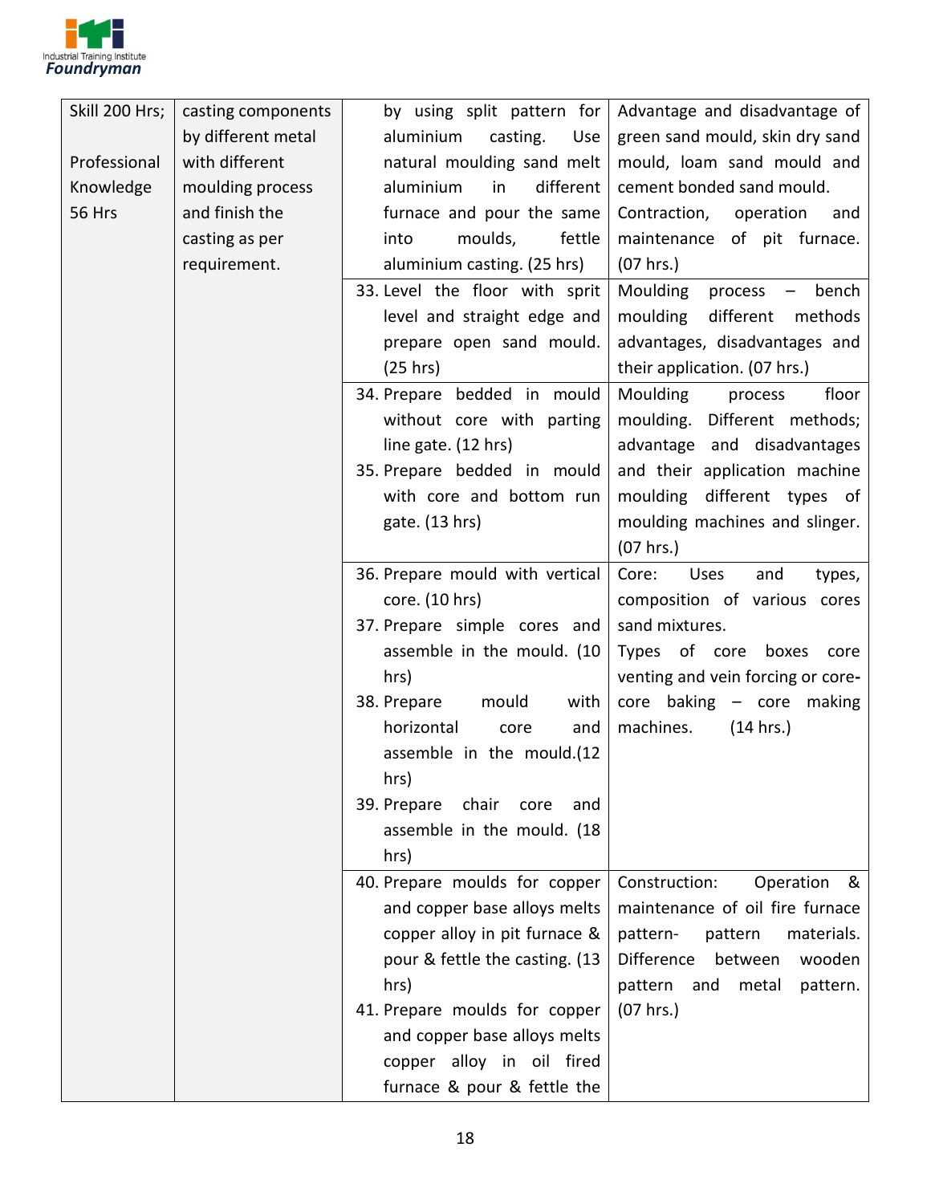| | | | |
|---|---|---|---|
| Skill 200 Hrs;<br><br>Professional Knowledge 56 Hrs | casting components by different metal with different moulding process and finish the casting as per requirement. | by using split pattern for aluminium casting. Use natural moulding sand melt aluminium in different furnace and pour the same into moulds, fettle aluminium casting. (25 hrs) | Advantage and disadvantage of green sand mould, skin dry sand mould, loam sand mould and cement bonded sand mould. Contraction, operation and maintenance of pit furnace. (07 hrs.) |
| | | 33. Level the floor with sprit level and straight edge and prepare open sand mould. (25 hrs) | Moulding process – bench moulding different methods advantages, disadvantages and their application. (07 hrs.) |
| | | 34. Prepare bedded in mould without core with parting line gate. (12 hrs)<br>35. Prepare bedded in mould with core and bottom run gate. (13 hrs) | Moulding process floor moulding. Different methods; advantage and disadvantages and their application machine moulding different types of moulding machines and slinger. (07 hrs.) |
| | | 36. Prepare mould with vertical core. (10 hrs)<br>37. Prepare simple cores and assemble in the mould. (10 hrs)<br>38. Prepare mould with horizontal core and assemble in the mould.(12 hrs)<br>39. Prepare chair core and assemble in the mould. (18 hrs) | Core: Uses and types, composition of various cores sand mixtures.<br>Types of core boxes core venting and vein forcing or core-core baking – core making machines. (14 hrs.) |
| | | 40. Prepare moulds for copper and copper base alloys melts copper alloy in pit furnace & pour & fettle the casting. (13 hrs)<br>41. Prepare moulds for copper and copper base alloys melts copper alloy in oil fired furnace & pour & fettle the | Construction: Operation & maintenance of oil fire furnace pattern- pattern materials. Difference between wooden pattern and metal pattern. (07 hrs.) |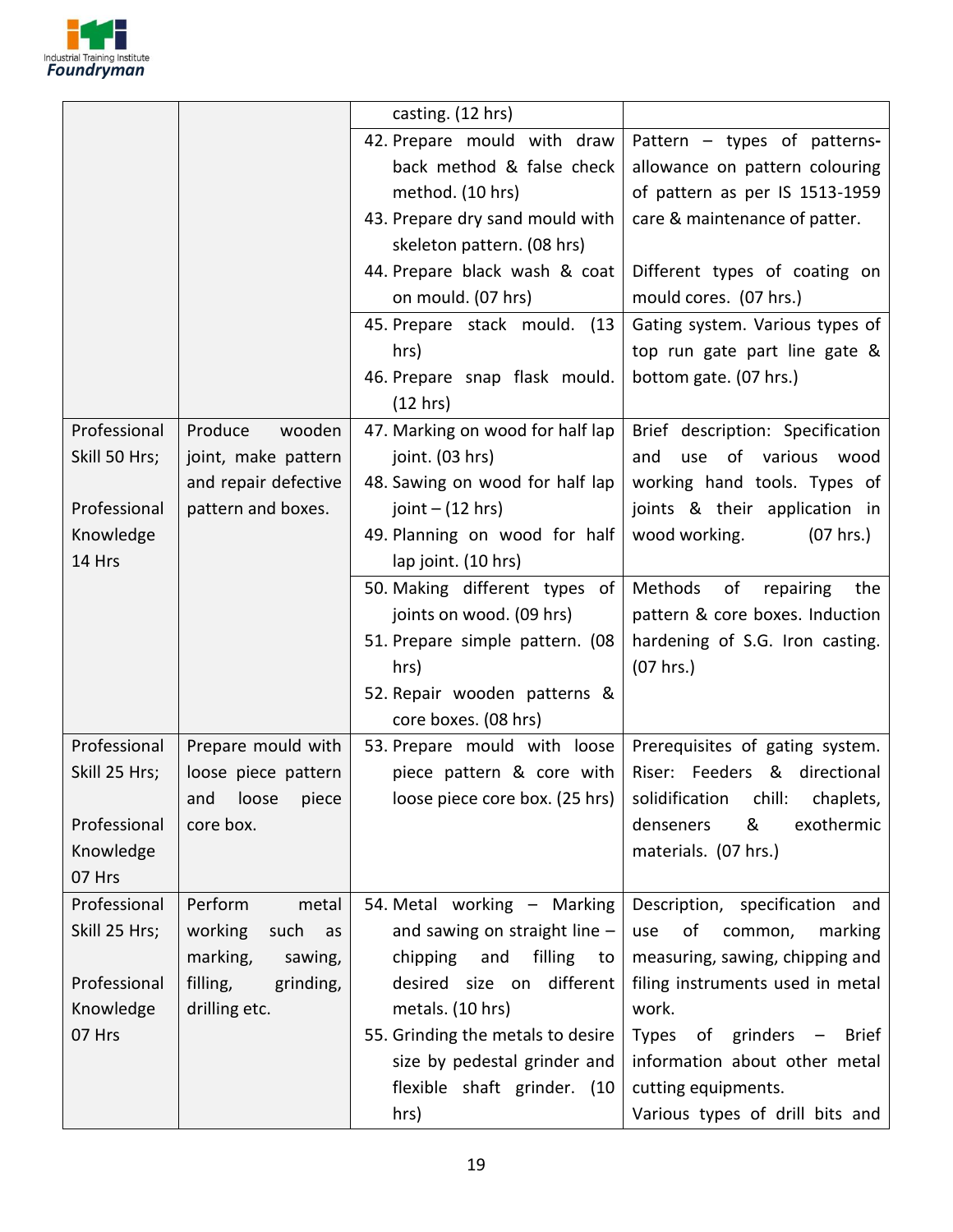| | | casting. (12 hrs) | |
|---|---|---|---|
| | | 42. Prepare mould with draw back method & false check method. (10 hrs)<br>43. Prepare dry sand mould with skeleton pattern. (08 hrs) | Pattern – types of patterns- allowance on pattern colouring of pattern as per IS 1513-1959 care & maintenance of patter. |
| | | 44. Prepare black wash & coat on mould. (07 hrs) | Different types of coating on mould cores. (07 hrs.) |
| | | 45. Prepare stack mould. (13 hrs)<br>46. Prepare snap flask mould. (12 hrs) | Gating system. Various types of top run gate part line gate & bottom gate. (07 hrs.) |
| Professional Skill 50 Hrs;<br><br>Professional Knowledge 14 Hrs | Produce wooden joint, make pattern and repair defective pattern and boxes. | 47. Marking on wood for half lap joint. (03 hrs)<br>48. Sawing on wood for half lap joint – (12 hrs)<br>49. Planning on wood for half lap joint. (10 hrs) | Brief description: Specification and use of various wood working hand tools. Types of joints & their application in wood working. (07 hrs.) |
| | | 50. Making different types of joints on wood. (09 hrs)<br>51. Prepare simple pattern. (08 hrs)<br>52. Repair wooden patterns & core boxes. (08 hrs) | Methods of repairing the pattern & core boxes. Induction hardening of S.G. Iron casting. (07 hrs.) |
| Professional Skill 25 Hrs;<br><br>Professional Knowledge 07 Hrs | Prepare mould with loose piece pattern and loose piece core box. | 53. Prepare mould with loose piece pattern & core with loose piece core box. (25 hrs) | Prerequisites of gating system. Riser: Feeders & directional solidification chill: chaplets, denseners & exothermic materials. (07 hrs.) |
| Professional Skill 25 Hrs;<br><br>Professional Knowledge 07 Hrs | Perform metal working such as marking, sawing, filling, grinding, drilling etc. | 54. Metal working – Marking and sawing on straight line – chipping and filling to desired size on different metals. (10 hrs)<br>55. Grinding the metals to desire size by pedestal grinder and flexible shaft grinder. (10 hrs) | Description, specification and use of common, marking measuring, sawing, chipping and filing instruments used in metal work.<br>Types of grinders – Brief information about other metal cutting equipments.<br>Various types of drill bits and |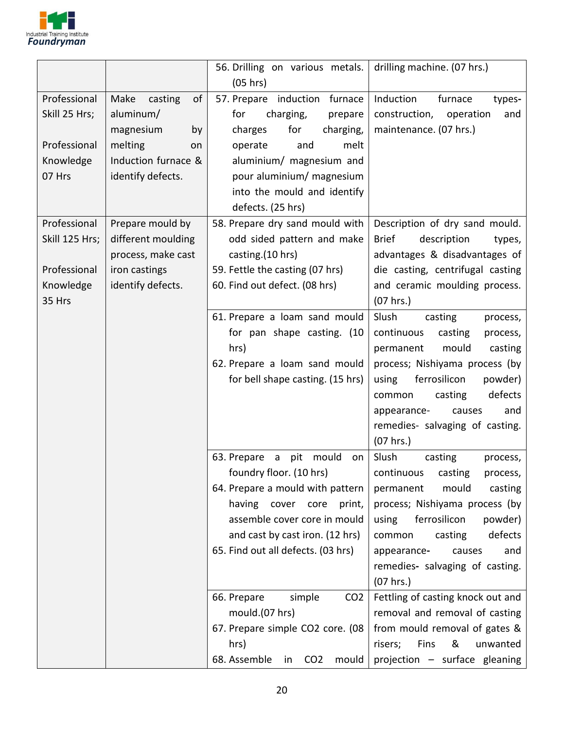| | | | |
|---|---|---|---|
| | | 56. Drilling on various metals. (05 hrs) | drilling machine. (07 hrs.) |
| Professional Skill 25 Hrs;<br><br>Professional Knowledge 07 Hrs | Make casting of aluminum/ magnesium by melting on Induction furnace & identify defects. | 57. Prepare induction furnace for charging, prepare charges for charging, operate and melt aluminium/ magnesium and pour aluminium/ magnesium into the mould and identify defects. (25 hrs) | Induction furnace types-construction, operation and maintenance. (07 hrs.) |
| Professional Skill 125 Hrs;<br><br>Professional Knowledge 35 Hrs | Prepare mould by different moulding process, make cast iron castings identify defects. | 58. Prepare dry sand mould with odd sided pattern and make casting.(10 hrs)<br>59. Fettle the casting (07 hrs)<br>60. Find out defect. (08 hrs) | Description of dry sand mould. Brief description types, advantages & disadvantages of die casting, centrifugal casting and ceramic moulding process. (07 hrs.) |
| | | 61. Prepare a loam sand mould for pan shape casting. (10 hrs)<br>62. Prepare a loam sand mould for bell shape casting. (15 hrs) | Slush casting process, continuous casting process, permanent mould casting process; Nishiyama process (by using ferrosilicon powder) common casting defects appearance- causes and remedies- salvaging of casting. (07 hrs.) |
| | | 63. Prepare a pit mould on foundry floor. (10 hrs)<br>64. Prepare a mould with pattern having cover core print, assemble cover core in mould and cast by cast iron. (12 hrs)<br>65. Find out all defects. (03 hrs) | Slush casting process, continuous casting process, permanent mould casting process; Nishiyama process (by using ferrosilicon powder) common casting defects appearance- causes and remedies- salvaging of casting. (07 hrs.) |
| | | 66. Prepare simple $CO_2$ mould.(07 hrs)<br>67. Prepare simple $CO_2$ core. (08 hrs)<br>68. Assemble in $CO_2$ mould | Fettling of casting knock out and removal and removal of casting from mould removal of gates & risers; Fins & unwanted projection – surface gleaning |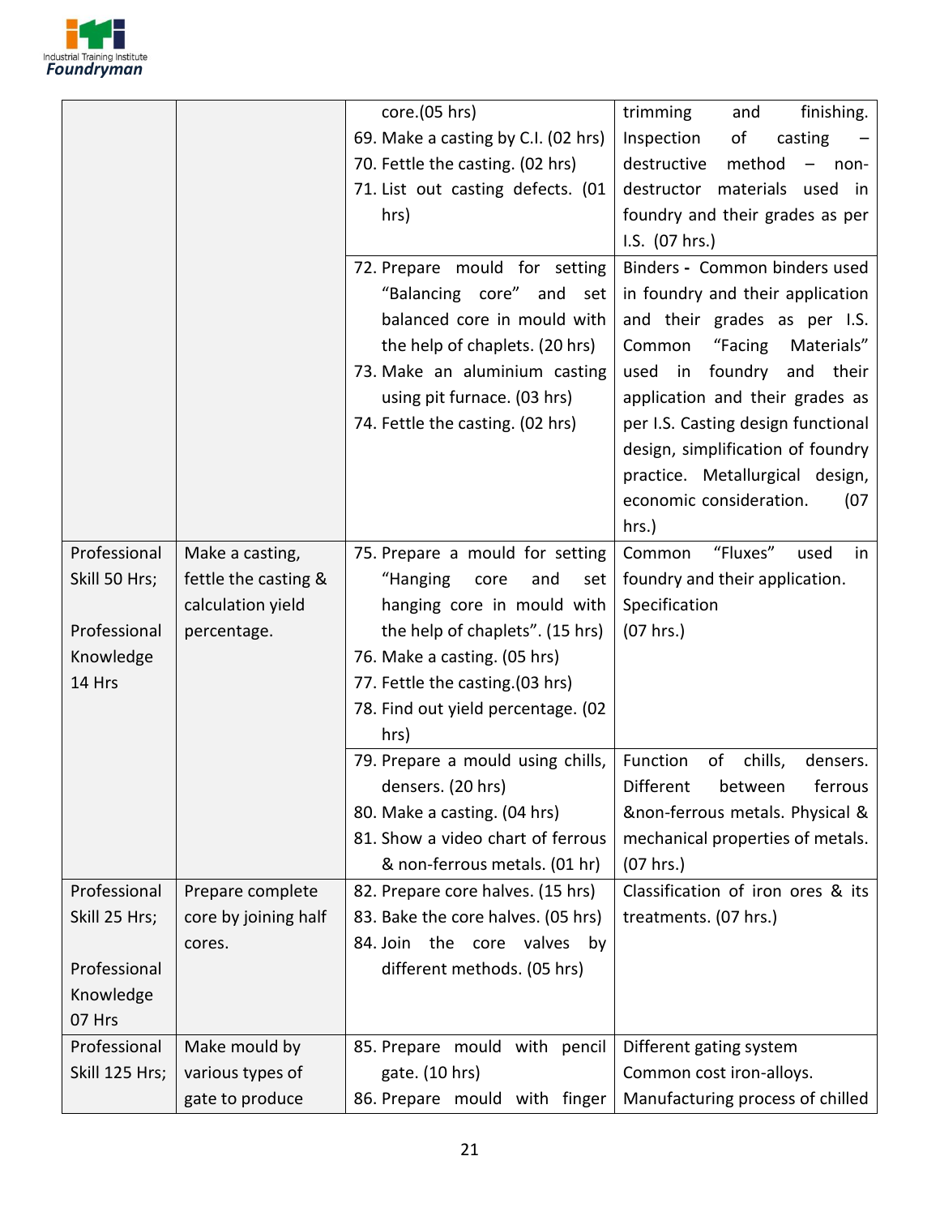| | | | |
|---|---|---|---|
| | | core.(05 hrs)<br>69. Make a casting by C.I. (02 hrs)<br>70. Fettle the casting. (02 hrs)<br>71. List out casting defects. (01 hrs) | trimming and finishing. Inspection of casting – destructive method – non-destructor materials used in foundry and their grades as per I.S. (07 hrs.) |
| | | 72. Prepare mould for setting "Balancing core" and set balanced core in mould with the help of chaplets. (20 hrs)<br>73. Make an aluminium casting using pit furnace. (03 hrs)<br>74. Fettle the casting. (02 hrs) | Binders - Common binders used in foundry and their application and their grades as per I.S. Common "Facing Materials" used in foundry and their application and their grades as per I.S. Casting design functional design, simplification of foundry practice. Metallurgical design, economic consideration. (07 hrs.) |
| Professional Skill 50 Hrs;<br><br>Professional Knowledge 14 Hrs | Make a casting, fettle the casting & calculation yield percentage. | 75. Prepare a mould for setting "Hanging core and set hanging core in mould with the help of chaplets". (15 hrs)<br>76. Make a casting. (05 hrs)<br>77. Fettle the casting.(03 hrs)<br>78. Find out yield percentage. (02 hrs) | Common "Fluxes" used in foundry and their application. Specification (07 hrs.) |
| | | 79. Prepare a mould using chills, densers. (20 hrs)<br>80. Make a casting. (04 hrs)<br>81. Show a video chart of ferrous & non-ferrous metals. (01 hr) | Function of chills, densers. Different between ferrous &non-ferrous metals. Physical & mechanical properties of metals. (07 hrs.) |
| Professional Skill 25 Hrs;<br><br>Professional Knowledge 07 Hrs | Prepare complete core by joining half cores. | 82. Prepare core halves. (15 hrs)<br>83. Bake the core halves. (05 hrs)<br>84. Join the core valves by different methods. (05 hrs) | Classification of iron ores & its treatments. (07 hrs.) |
| Professional Skill 125 Hrs; | Make mould by various types of gate to produce | 85. Prepare mould with pencil gate. (10 hrs)<br>86. Prepare mould with finger | Different gating system<br>Common cost iron-alloys.<br>Manufacturing process of chilled |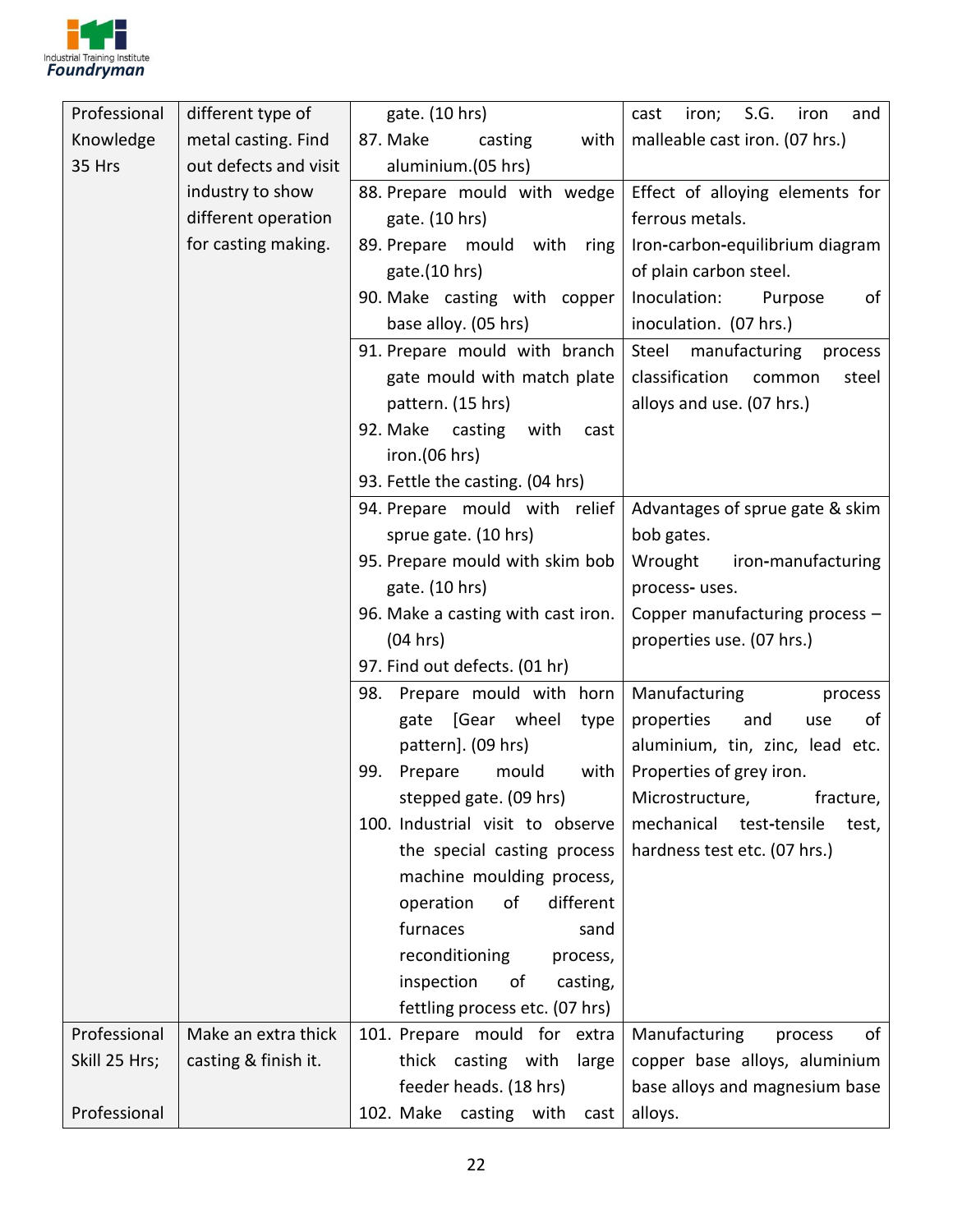| | | | |
|---|---|---|---|
| Professional Knowledge 35 Hrs | different type of metal casting. Find out defects and visit industry to show different operation for casting making. | gate. (10 hrs)<br>87. Make casting with aluminium.(05 hrs) | cast iron; S.G. iron and malleable cast iron. (07 hrs.) |
| | | 88. Prepare mould with wedge gate. (10 hrs)<br>89. Prepare mould with ring gate.(10 hrs)<br>90. Make casting with copper base alloy. (05 hrs) | Effect of alloying elements for ferrous metals.<br>Iron-carbon-equilibrium diagram of plain carbon steel.<br>Inoculation: Purpose of inoculation. (07 hrs.) |
| | | 91. Prepare mould with branch gate mould with match plate pattern. (15 hrs)<br>92. Make casting with cast iron.(06 hrs)<br>93. Fettle the casting. (04 hrs) | Steel manufacturing process classification common steel alloys and use. (07 hrs.) |
| | | 94. Prepare mould with relief sprue gate. (10 hrs)<br>95. Prepare mould with skim bob gate. (10 hrs)<br>96. Make a casting with cast iron. (04 hrs)<br>97. Find out defects. (01 hr) | Advantages of sprue gate & skim bob gates.<br>Wrought iron-manufacturing process- uses.<br>Copper manufacturing process – properties use. (07 hrs.) |
| | | 98. Prepare mould with horn gate [Gear wheel type pattern]. (09 hrs)<br>99. Prepare mould with stepped gate. (09 hrs)<br>100. Industrial visit to observe the special casting process machine moulding process, operation of different furnaces sand reconditioning process, inspection of casting, fettling process etc. (07 hrs) | Manufacturing process properties and use of aluminium, tin, zinc, lead etc.<br>Properties of grey iron.<br>Microstructure, fracture, mechanical test-tensile test, hardness test etc. (07 hrs.) |
| Professional Skill 25 Hrs;<br><br>Professional | Make an extra thick casting & finish it. | 101. Prepare mould for extra thick casting with large feeder heads. (18 hrs)<br>102. Make casting with cast | Manufacturing process of copper base alloys, aluminium base alloys and magnesium base alloys. |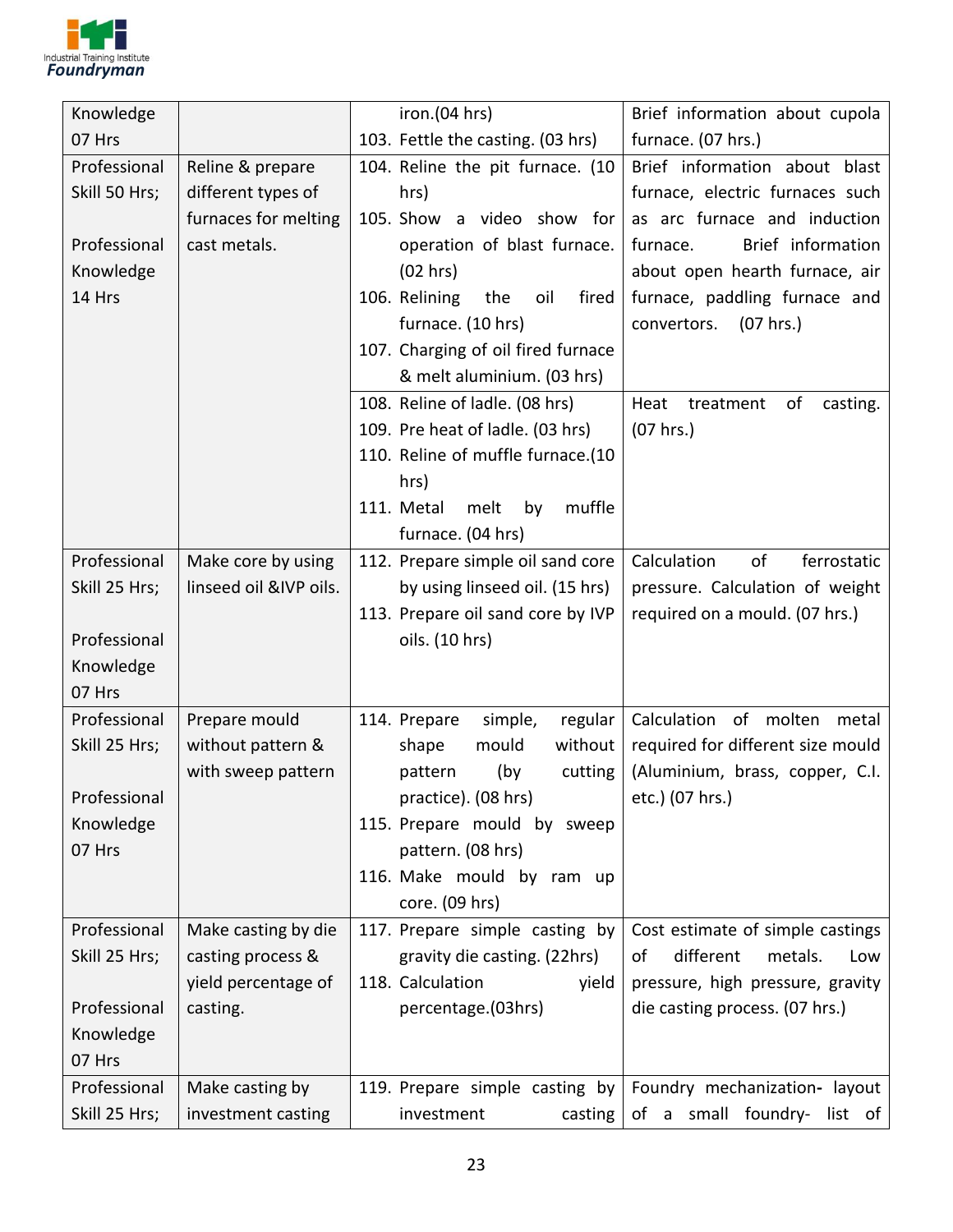| | | | |
|---|---|---|---|
| Knowledge 07 Hrs | | iron.(04 hrs)<br>103. Fettle the casting. (03 hrs) | Brief information about cupola furnace. (07 hrs.) |
| Professional Skill 50 Hrs;<br><br>Professional Knowledge 14 Hrs | Reline & prepare different types of furnaces for melting cast metals. | 104. Reline the pit furnace. (10 hrs)<br>105. Show a video show for operation of blast furnace. (02 hrs)<br>106. Relining the oil fired furnace. (10 hrs)<br>107. Charging of oil fired furnace & melt aluminium. (03 hrs) | Brief information about blast furnace, electric furnaces such as arc furnace and induction furnace. Brief information about open hearth furnace, air furnace, paddling furnace and convertors. (07 hrs.) |
| | | 108. Reline of ladle. (08 hrs)<br>109. Pre heat of ladle. (03 hrs)<br>110. Reline of muffle furnace.(10 hrs)<br>111. Metal melt by muffle furnace. (04 hrs) | Heat treatment of casting. (07 hrs.) |
| Professional Skill 25 Hrs;<br><br>Professional Knowledge 07 Hrs | Make core by using linseed oil &IVP oils. | 112. Prepare simple oil sand core by using linseed oil. (15 hrs)<br>113. Prepare oil sand core by IVP oils. (10 hrs) | Calculation of ferrostatic pressure. Calculation of weight required on a mould. (07 hrs.) |
| Professional Skill 25 Hrs;<br><br>Professional Knowledge 07 Hrs | Prepare mould without pattern & with sweep pattern | 114. Prepare simple, regular shape mould without pattern (by cutting practice). (08 hrs)<br>115. Prepare mould by sweep pattern. (08 hrs)<br>116. Make mould by ram up core. (09 hrs) | Calculation of molten metal required for different size mould (Aluminium, brass, copper, C.I. etc.) (07 hrs.) |
| Professional Skill 25 Hrs;<br><br>Professional Knowledge 07 Hrs | Make casting by die casting process & yield percentage of casting. | 117. Prepare simple casting by gravity die casting. (22hrs)<br>118. Calculation yield percentage.(03hrs) | Cost estimate of simple castings of different metals. Low pressure, high pressure, gravity die casting process. (07 hrs.) |
| Professional Skill 25 Hrs; | Make casting by investment casting | 119. Prepare simple casting by investment casting | Foundry mechanization- layout of a small foundry- list of |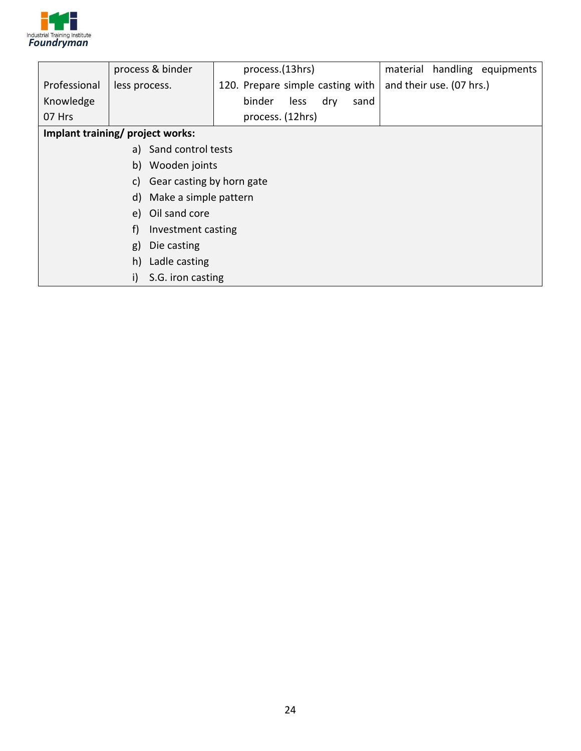| | | | |
|---|---|---|---|
| Professional Knowledge 07 Hrs | process & binder less process. | process.(13hrs)<br>120. Prepare simple casting with binder less dry sand process. (12hrs) | material handling equipments and their use. (07 hrs.) |
| **Implant training/ project works:**<br>a) Sand control tests<br>b) Wooden joints<br>c) Gear casting by horn gate<br>d) Make a simple pattern<br>e) Oil sand core<br>f) Investment casting<br>g) Die casting<br>h) Ladle casting<br>i) S.G. iron casting | | | |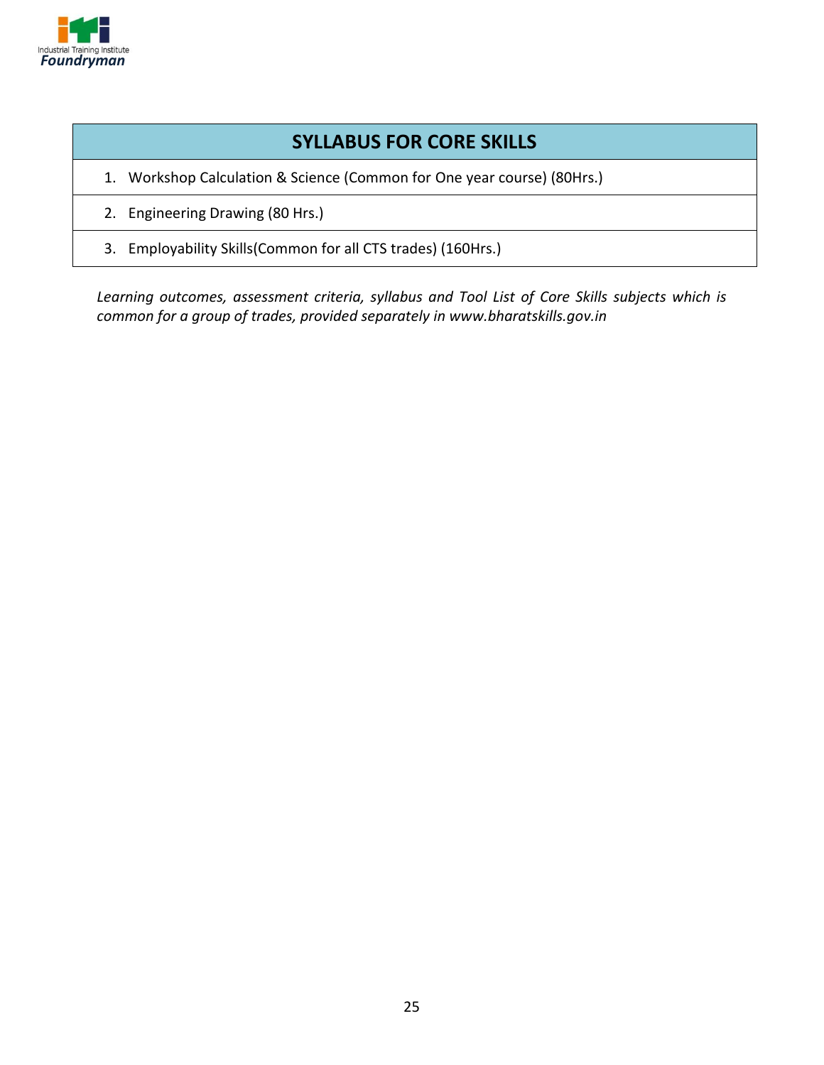## SYLLABUS FOR CORE SKILLS

1. Workshop Calculation & Science (Common for One year course) (80Hrs.)
2. Engineering Drawing (80 Hrs.)
3. Employability Skills(Common for all CTS trades) (160Hrs.)

*Learning outcomes, assessment criteria, syllabus and Tool List of Core Skills subjects which is common for a group of trades, provided separately in www.bharatskills.gov.in*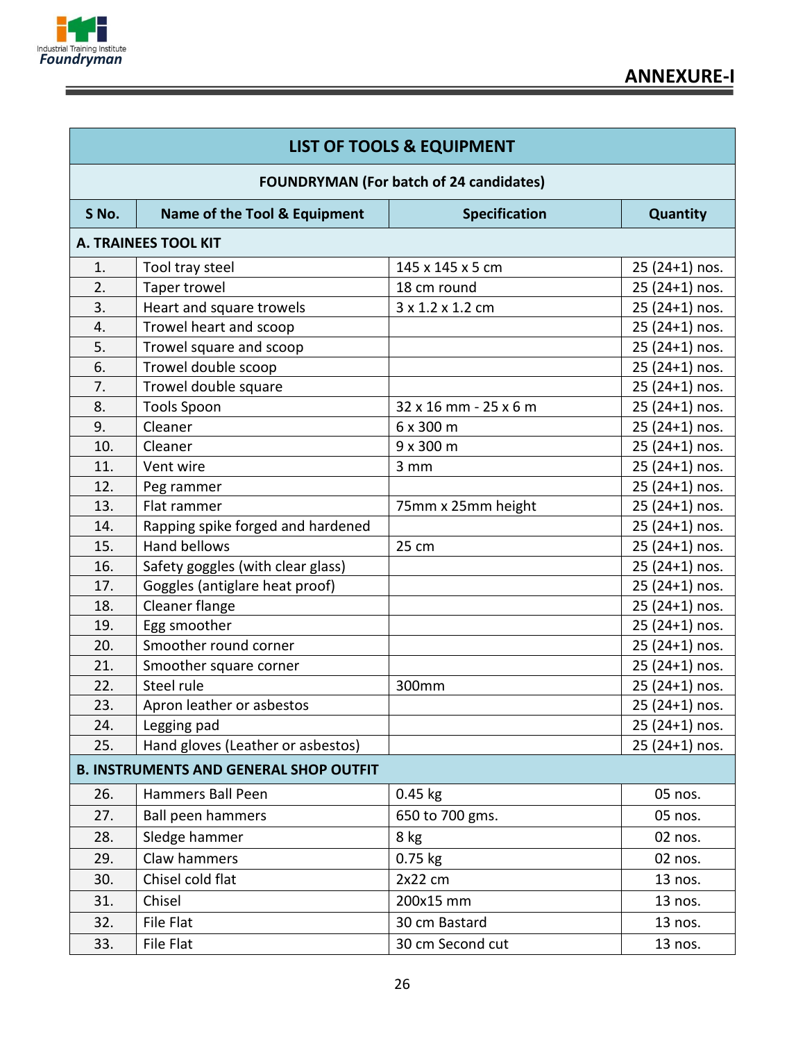## ANNEXURE-I

| LIST OF TOOLS & EQUIPMENT | | | |
|---|---|---|---|
| **FOUNDRYMAN (For batch of 24 candidates)** | | | |
| **S No.** | **Name of the Tool & Equipment** | **Specification** | **Quantity** |
| **A. TRAINEES TOOL KIT** | | | |
| 1. | Tool tray steel | 145 x 145 x 5 cm | 25 (24+1) nos. |
| 2. | Taper trowel | 18 cm round | 25 (24+1) nos. |
| 3. | Heart and square trowels | 3 x 1.2 x 1.2 cm | 25 (24+1) nos. |
| 4. | Trowel heart and scoop | | 25 (24+1) nos. |
| 5. | Trowel square and scoop | | 25 (24+1) nos. |
| 6. | Trowel double scoop | | 25 (24+1) nos. |
| 7. | Trowel double square | | 25 (24+1) nos. |
| 8. | Tools Spoon | 32 x 16 mm - 25 x 6 m | 25 (24+1) nos. |
| 9. | Cleaner | 6 x 300 m | 25 (24+1) nos. |
| 10. | Cleaner | 9 x 300 m | 25 (24+1) nos. |
| 11. | Vent wire | 3 mm | 25 (24+1) nos. |
| 12. | Peg rammer | | 25 (24+1) nos. |
| 13. | Flat rammer | 75mm x 25mm height | 25 (24+1) nos. |
| 14. | Rapping spike forged and hardened | | 25 (24+1) nos. |
| 15. | Hand bellows | 25 cm | 25 (24+1) nos. |
| 16. | Safety goggles (with clear glass) | | 25 (24+1) nos. |
| 17. | Goggles (antiglare heat proof) | | 25 (24+1) nos. |
| 18. | Cleaner flange | | 25 (24+1) nos. |
| 19. | Egg smoother | | 25 (24+1) nos. |
| 20. | Smoother round corner | | 25 (24+1) nos. |
| 21. | Smoother square corner | | 25 (24+1) nos. |
| 22. | Steel rule | 300mm | 25 (24+1) nos. |
| 23. | Apron leather or asbestos | | 25 (24+1) nos. |
| 24. | Legging pad | | 25 (24+1) nos. |
| 25. | Hand gloves (Leather or asbestos) | | 25 (24+1) nos. |
| **B. INSTRUMENTS AND GENERAL SHOP OUTFIT** | | | |
| 26. | Hammers Ball Peen | 0.45 kg | 05 nos. |
| 27. | Ball peen hammers | 650 to 700 gms. | 05 nos. |
| 28. | Sledge hammer | 8 kg | 02 nos. |
| 29. | Claw hammers | 0.75 kg | 02 nos. |
| 30. | Chisel cold flat | 2x22 cm | 13 nos. |
| 31. | Chisel | 200x15 mm | 13 nos. |
| 32. | File Flat | 30 cm Bastard | 13 nos. |
| 33. | File Flat | 30 cm Second cut | 13 nos. |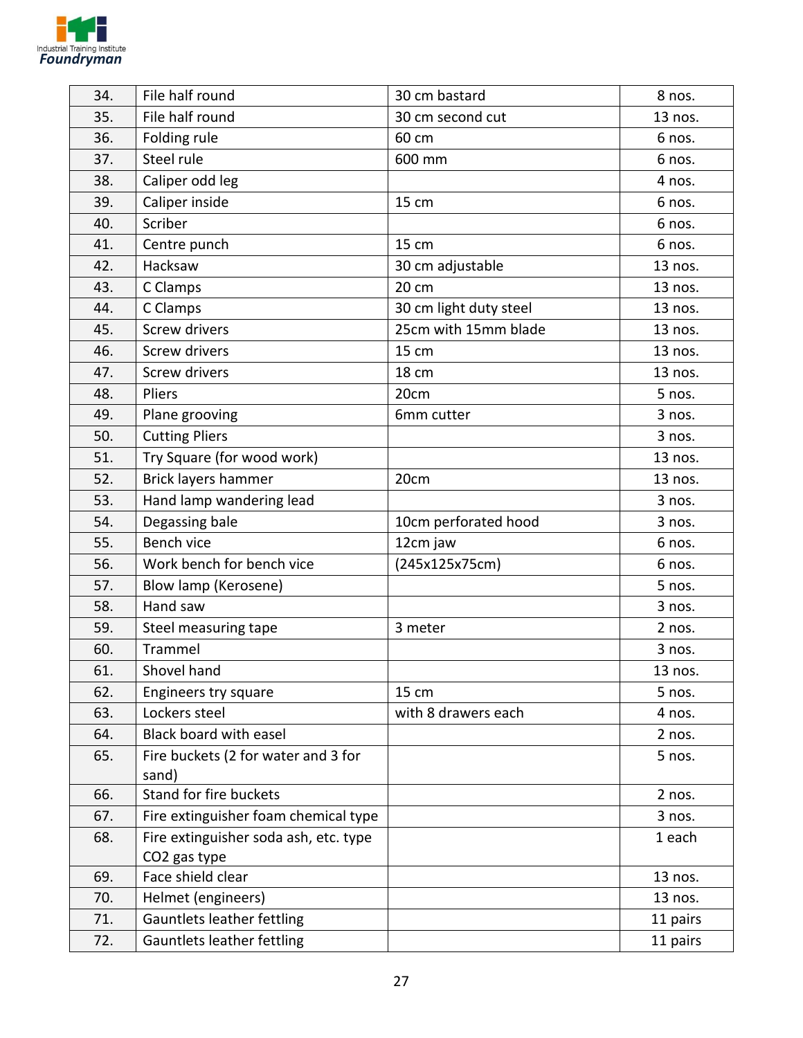| | | | |
|---|---|---|---|
| 34. | File half round | 30 cm bastard | 8 nos. |
| 35. | File half round | 30 cm second cut | 13 nos. |
| 36. | Folding rule | 60 cm | 6 nos. |
| 37. | Steel rule | 600 mm | 6 nos. |
| 38. | Caliper odd leg | | 4 nos. |
| 39. | Caliper inside | 15 cm | 6 nos. |
| 40. | Scriber | | 6 nos. |
| 41. | Centre punch | 15 cm | 6 nos. |
| 42. | Hacksaw | 30 cm adjustable | 13 nos. |
| 43. | C Clamps | 20 cm | 13 nos. |
| 44. | C Clamps | 30 cm light duty steel | 13 nos. |
| 45. | Screw drivers | 25cm with 15mm blade | 13 nos. |
| 46. | Screw drivers | 15 cm | 13 nos. |
| 47. | Screw drivers | 18 cm | 13 nos. |
| 48. | Pliers | 20cm | 5 nos. |
| 49. | Plane grooving | 6mm cutter | 3 nos. |
| 50. | Cutting Pliers | | 3 nos. |
| 51. | Try Square (for wood work) | | 13 nos. |
| 52. | Brick layers hammer | 20cm | 13 nos. |
| 53. | Hand lamp wandering lead | | 3 nos. |
| 54. | Degassing bale | 10cm perforated hood | 3 nos. |
| 55. | Bench vice | 12cm jaw | 6 nos. |
| 56. | Work bench for bench vice | (245x125x75cm) | 6 nos. |
| 57. | Blow lamp (Kerosene) | | 5 nos. |
| 58. | Hand saw | | 3 nos. |
| 59. | Steel measuring tape | 3 meter | 2 nos. |
| 60. | Trammel | | 3 nos. |
| 61. | Shovel hand | | 13 nos. |
| 62. | Engineers try square | 15 cm | 5 nos. |
| 63. | Lockers steel | with 8 drawers each | 4 nos. |
| 64. | Black board with easel | | 2 nos. |
| 65. | Fire buckets (2 for water and 3 for sand) | | 5 nos. |
| 66. | Stand for fire buckets | | 2 nos. |
| 67. | Fire extinguisher foam chemical type | | 3 nos. |
| 68. | Fire extinguisher soda ash, etc. type $CO_2$ gas type | | 1 each |
| 69. | Face shield clear | | 13 nos. |
| 70. | Helmet (engineers) | | 13 nos. |
| 71. | Gauntlets leather fettling | | 11 pairs |
| 72. | Gauntlets leather fettling | | 11 pairs |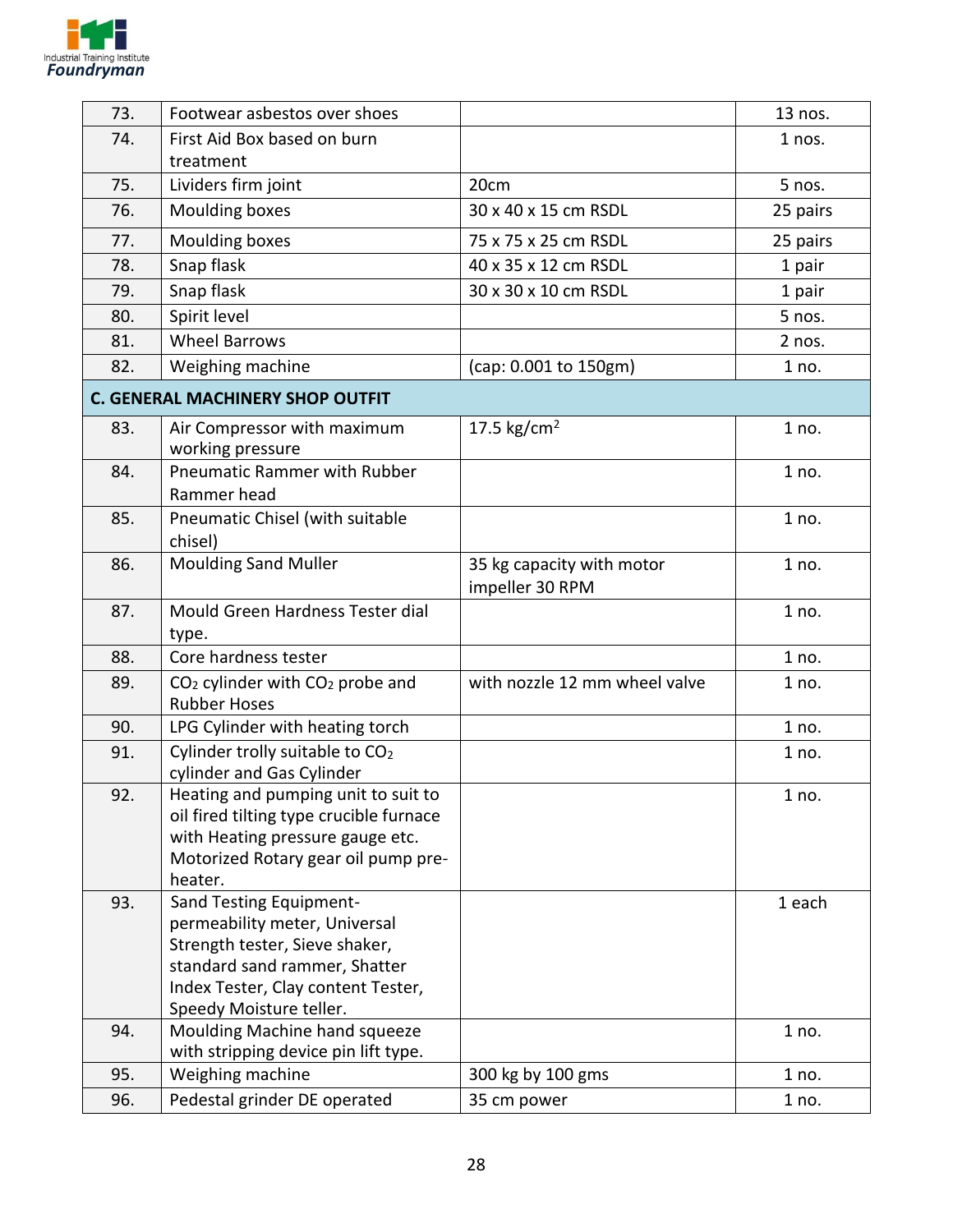| | | | |
|---|---|---|---|
| 73. | Footwear asbestos over shoes | | 13 nos. |
| 74. | First Aid Box based on burn treatment | | 1 nos. |
| 75. | Lividers firm joint | 20cm | 5 nos. |
| 76. | Moulding boxes | 30 x 40 x 15 cm RSDL | 25 pairs |
| 77. | Moulding boxes | 75 x 75 x 25 cm RSDL | 25 pairs |
| 78. | Snap flask | 40 x 35 x 12 cm RSDL | 1 pair |
| 79. | Snap flask | 30 x 30 x 10 cm RSDL | 1 pair |
| 80. | Spirit level | | 5 nos. |
| 81. | Wheel Barrows | | 2 nos. |
| 82. | Weighing machine | (cap: 0.001 to 150gm) | 1 no. |
| **C. GENERAL MACHINERY SHOP OUTFIT** | | | |
| 83. | Air Compressor with maximum working pressure | 17.5 kg/cm$^2$ | 1 no. |
| 84. | Pneumatic Rammer with Rubber Rammer head | | 1 no. |
| 85. | Pneumatic Chisel (with suitable chisel) | | 1 no. |
| 86. | Moulding Sand Muller | 35 kg capacity with motor impeller 30 RPM | 1 no. |
| 87. | Mould Green Hardness Tester dial type. | | 1 no. |
| 88. | Core hardness tester | | 1 no. |
| 89. | $CO_2$ cylinder with $CO_2$ probe and Rubber Hoses | with nozzle 12 mm wheel valve | 1 no. |
| 90. | LPG Cylinder with heating torch | | 1 no. |
| 91. | Cylinder trolly suitable to $CO_2$ cylinder and Gas Cylinder | | 1 no. |
| 92. | Heating and pumping unit to suit to oil fired tilting type crucible furnace with Heating pressure gauge etc. Motorized Rotary gear oil pump pre-heater. | | 1 no. |
| 93. | Sand Testing Equipment-permeability meter, Universal Strength tester, Sieve shaker, standard sand rammer, Shatter Index Tester, Clay content Tester, Speedy Moisture teller. | | 1 each |
| 94. | Moulding Machine hand squeeze with stripping device pin lift type. | | 1 no. |
| 95. | Weighing machine | 300 kg by 100 gms | 1 no. |
| 96. | Pedestal grinder DE operated | 35 cm power | 1 no. |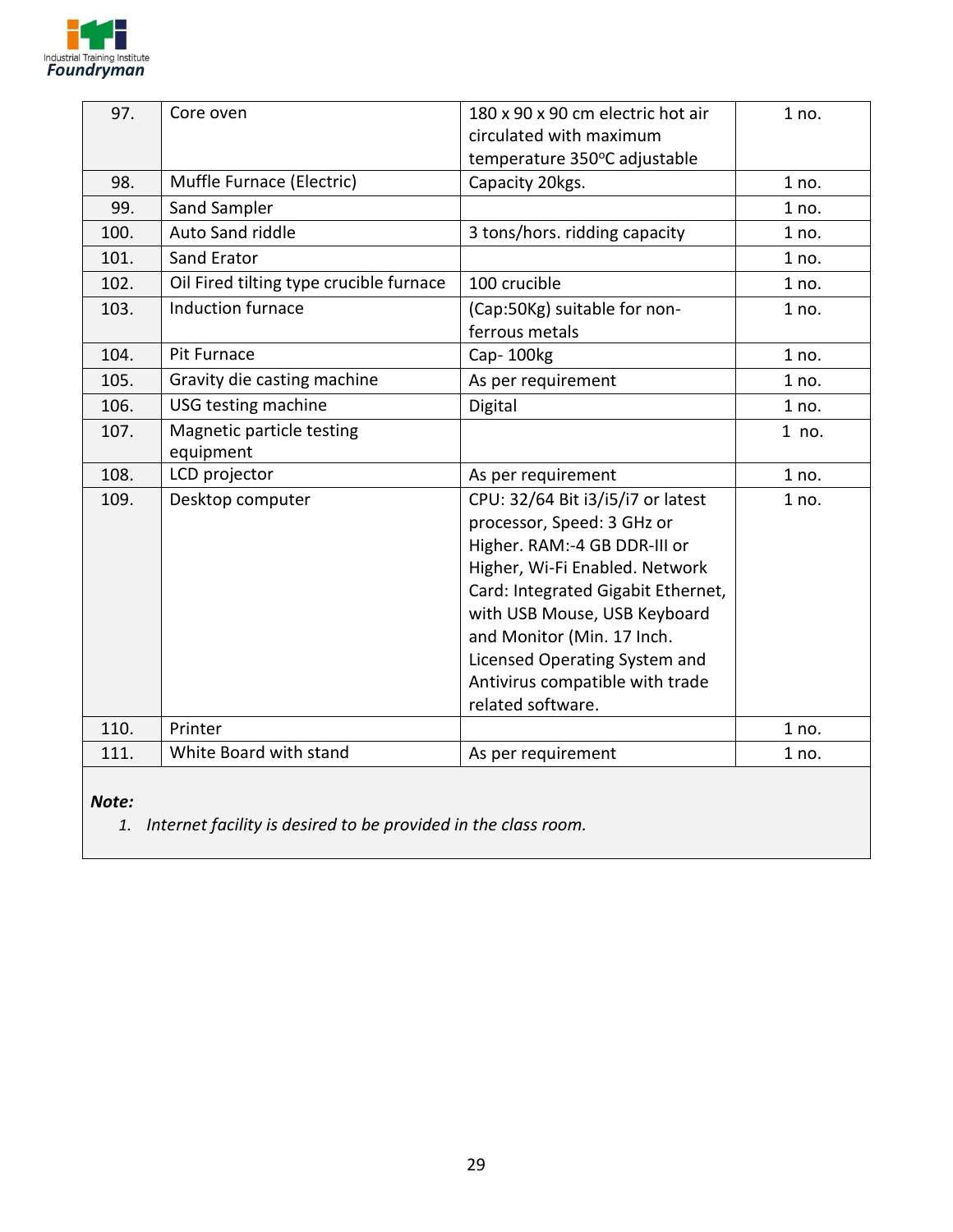| 97. | Core oven | 180 x 90 x 90 cm electric hot air circulated with maximum temperature 350ºC adjustable | 1 no. |
|---|---|---|---|
| 98. | Muffle Furnace (Electric) | Capacity 20kgs. | 1 no. |
| 99. | Sand Sampler | | 1 no. |
| 100. | Auto Sand riddle | 3 tons/hors. ridding capacity | 1 no. |
| 101. | Sand Erator | | 1 no. |
| 102. | Oil Fired tilting type crucible furnace | 100 crucible | 1 no. |
| 103. | Induction furnace | (Cap:50Kg) suitable for non-ferrous metals | 1 no. |
| 104. | Pit Furnace | Cap- 100kg | 1 no. |
| 105. | Gravity die casting machine | As per requirement | 1 no. |
| 106. | USG testing machine | Digital | 1 no. |
| 107. | Magnetic particle testing equipment | | 1 no. |
| 108. | LCD projector | As per requirement | 1 no. |
| 109. | Desktop computer | CPU: 32/64 Bit i3/i5/i7 or latest processor, Speed: 3 GHz or Higher. RAM:-4 GB DDR-III or Higher, Wi-Fi Enabled. Network Card: Integrated Gigabit Ethernet, with USB Mouse, USB Keyboard and Monitor (Min. 17 Inch. Licensed Operating System and Antivirus compatible with trade related software. | 1 no. |
| 110. | Printer | | 1 no. |
| 111. | White Board with stand | As per requirement | 1 no. |

***Note:***

1. *Internet facility is desired to be provided in the class room.*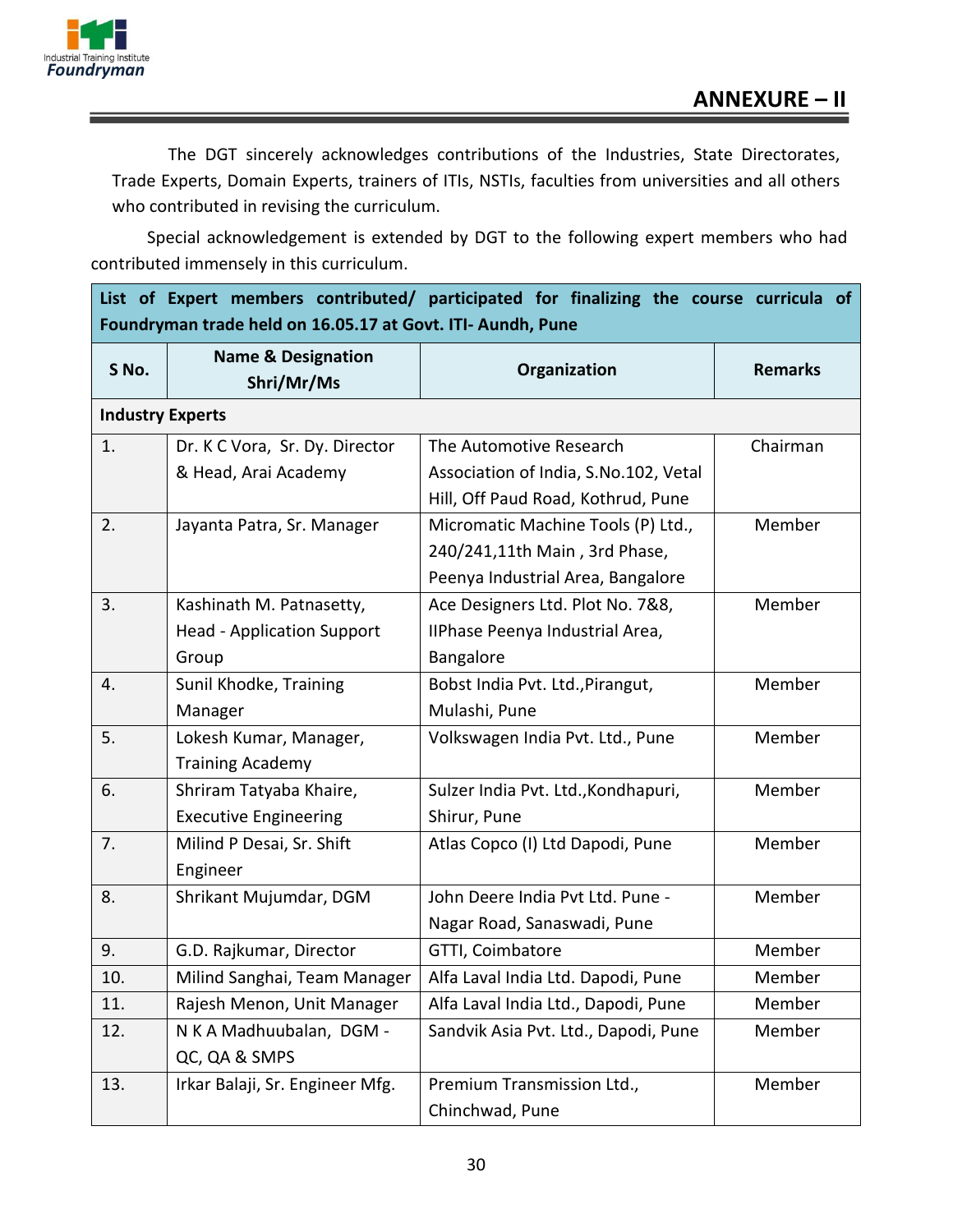## ANNEXURE – II

The DGT sincerely acknowledges contributions of the Industries, State Directorates, Trade Experts, Domain Experts, trainers of ITIs, NSTIs, faculties from universities and all others who contributed in revising the curriculum.

Special acknowledgement is extended by DGT to the following expert members who had contributed immensely in this curriculum.

| **List of Expert members contributed/ participated for finalizing the course curricula of Foundryman trade held on 16.05.17 at Govt. ITI- Aundh, Pune** | | | |
|---|---|---|---|
| **S No.** | **Name & Designation Shri/Mr/Ms** | **Organization** | **Remarks** |
| **Industry Experts** | | | |
| 1. | Dr. K C Vora, Sr. Dy. Director & Head, Arai Academy | The Automotive Research Association of India, S.No.102, Vetal Hill, Off Paud Road, Kothrud, Pune | Chairman |
| 2. | Jayanta Patra, Sr. Manager | Micromatic Machine Tools (P) Ltd., 240/241,11th Main , 3rd Phase, Peenya Industrial Area, Bangalore | Member |
| 3. | Kashinath M. Patnasetty, Head - Application Support Group | Ace Designers Ltd. Plot No. 7&8, IIPhase Peenya Industrial Area, Bangalore | Member |
| 4. | Sunil Khodke, Training Manager | Bobst India Pvt. Ltd.,Pirangut, Mulashi, Pune | Member |
| 5. | Lokesh Kumar, Manager, Training Academy | Volkswagen India Pvt. Ltd., Pune | Member |
| 6. | Shriram Tatyaba Khaire, Executive Engineering | Sulzer India Pvt. Ltd.,Kondhapuri, Shirur, Pune | Member |
| 7. | Milind P Desai, Sr. Shift Engineer | Atlas Copco (I) Ltd Dapodi, Pune | Member |
| 8. | Shrikant Mujumdar, DGM | John Deere India Pvt Ltd. Pune - Nagar Road, Sanaswadi, Pune | Member |
| 9. | G.D. Rajkumar, Director | GTTI, Coimbatore | Member |
| 10. | Milind Sanghai, Team Manager | Alfa Laval India Ltd. Dapodi, Pune | Member |
| 11. | Rajesh Menon, Unit Manager | Alfa Laval India Ltd., Dapodi, Pune | Member |
| 12. | N K A Madhuubalan, DGM - QC, QA & SMPS | Sandvik Asia Pvt. Ltd., Dapodi, Pune | Member |
| 13. | Irkar Balaji, Sr. Engineer Mfg. | Premium Transmission Ltd., Chinchwad, Pune | Member |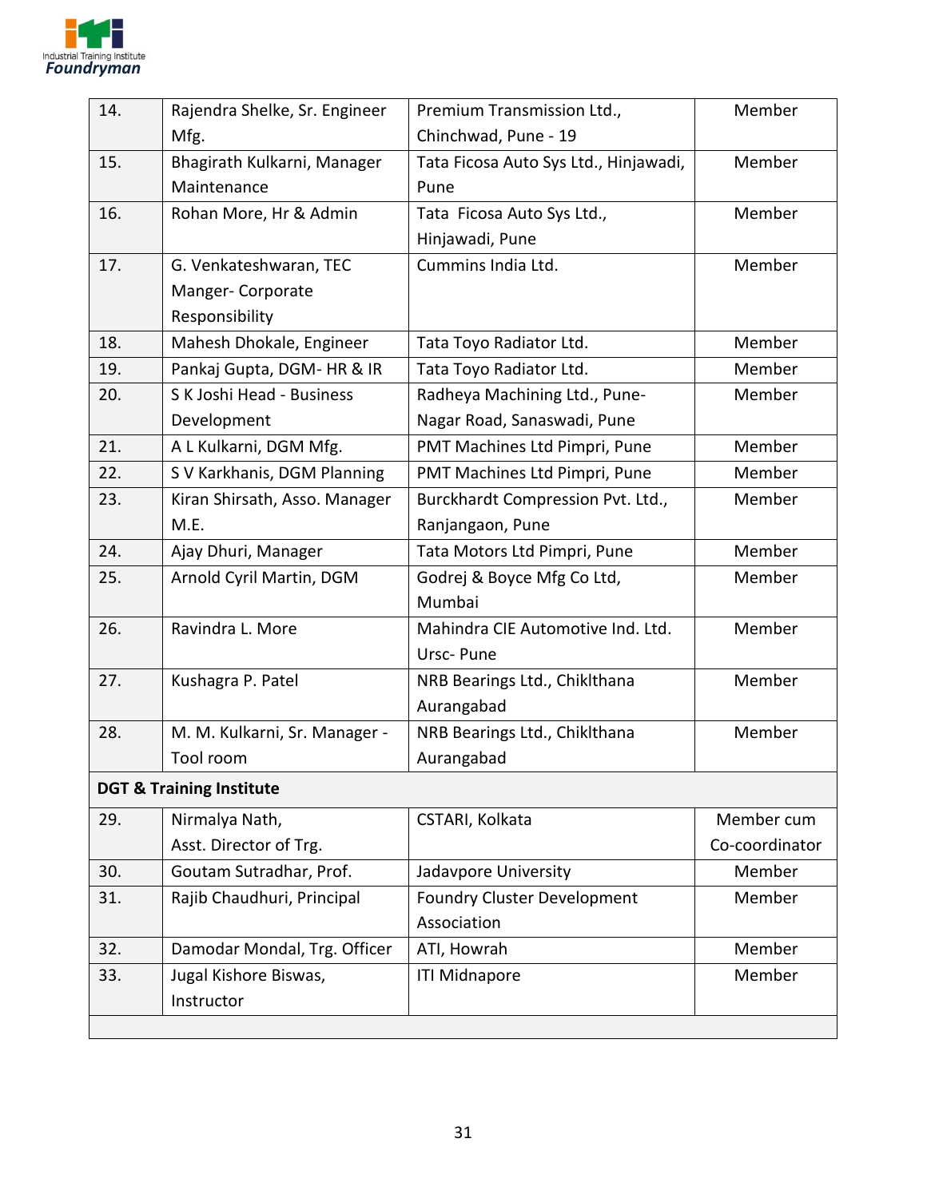| | | | |
|---|---|---|---|
| 14. | Rajendra Shelke, Sr. Engineer Mfg. | Premium Transmission Ltd., Chinchwad, Pune - 19 | Member |
| 15. | Bhagirath Kulkarni, Manager Maintenance | Tata Ficosa Auto Sys Ltd., Hinjawadi, Pune | Member |
| 16. | Rohan More, Hr & Admin | Tata Ficosa Auto Sys Ltd., Hinjawadi, Pune | Member |
| 17. | G. Venkateshwaran, TEC Manger- Corporate Responsibility | Cummins India Ltd. | Member |
| 18. | Mahesh Dhokale, Engineer | Tata Toyo Radiator Ltd. | Member |
| 19. | Pankaj Gupta, DGM- HR & IR | Tata Toyo Radiator Ltd. | Member |
| 20. | S K Joshi Head - Business Development | Radheya Machining Ltd., Pune-Nagar Road, Sanaswadi, Pune | Member |
| 21. | A L Kulkarni, DGM Mfg. | PMT Machines Ltd Pimpri, Pune | Member |
| 22. | S V Karkhanis, DGM Planning | PMT Machines Ltd Pimpri, Pune | Member |
| 23. | Kiran Shirsath, Asso. Manager M.E. | Burckhardt Compression Pvt. Ltd., Ranjangaon, Pune | Member |
| 24. | Ajay Dhuri, Manager | Tata Motors Ltd Pimpri, Pune | Member |
| 25. | Arnold Cyril Martin, DGM | Godrej & Boyce Mfg Co Ltd, Mumbai | Member |
| 26. | Ravindra L. More | Mahindra CIE Automotive Ind. Ltd. Ursc- Pune | Member |
| 27. | Kushagra P. Patel | NRB Bearings Ltd., Chiklthana Aurangabad | Member |
| 28. | M. M. Kulkarni, Sr. Manager - Tool room | NRB Bearings Ltd., Chiklthana Aurangabad | Member |
| **DGT & Training Institute** | | | |
| 29. | Nirmalya Nath, Asst. Director of Trg. | CSTARI, Kolkata | Member cum Co-coordinator |
| 30. | Goutam Sutradhar, Prof. | Jadavpore University | Member |
| 31. | Rajib Chaudhuri, Principal | Foundry Cluster Development Association | Member |
| 32. | Damodar Mondal, Trg. Officer | ATI, Howrah | Member |
| 33. | Jugal Kishore Biswas, Instructor | ITI Midnapore | Member |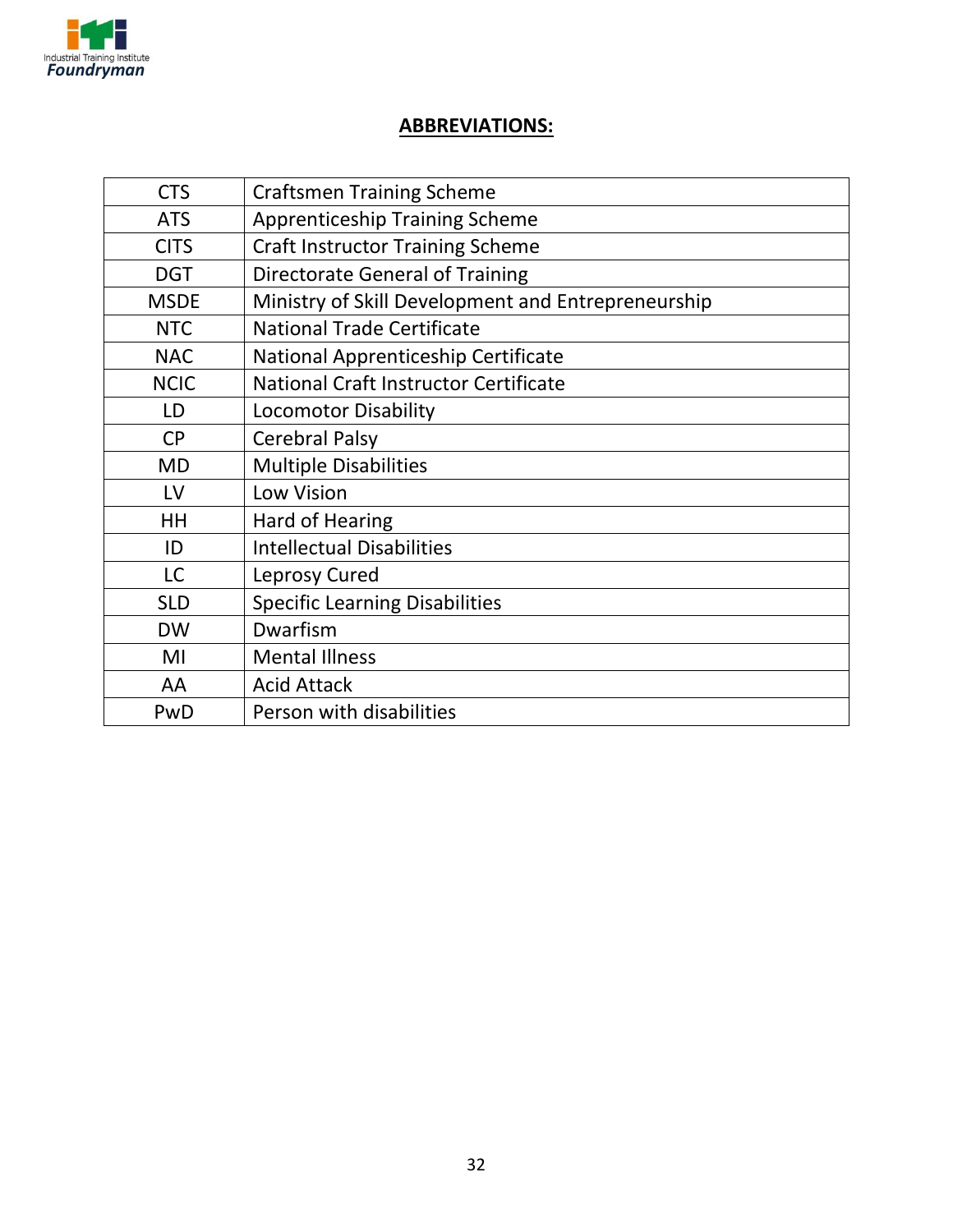## ABBREVIATIONS:

| | |
|---|---|
| CTS | Craftsmen Training Scheme |
| ATS | Apprenticeship Training Scheme |
| CITS | Craft Instructor Training Scheme |
| DGT | Directorate General of Training |
| MSDE | Ministry of Skill Development and Entrepreneurship |
| NTC | National Trade Certificate |
| NAC | National Apprenticeship Certificate |
| NCIC | National Craft Instructor Certificate |
| LD | Locomotor Disability |
| CP | Cerebral Palsy |
| MD | Multiple Disabilities |
| LV | Low Vision |
| HH | Hard of Hearing |
| ID | Intellectual Disabilities |
| LC | Leprosy Cured |
| SLD | Specific Learning Disabilities |
| DW | Dwarfism |
| MI | Mental Illness |
| AA | Acid Attack |
| PwD | Person with disabilities |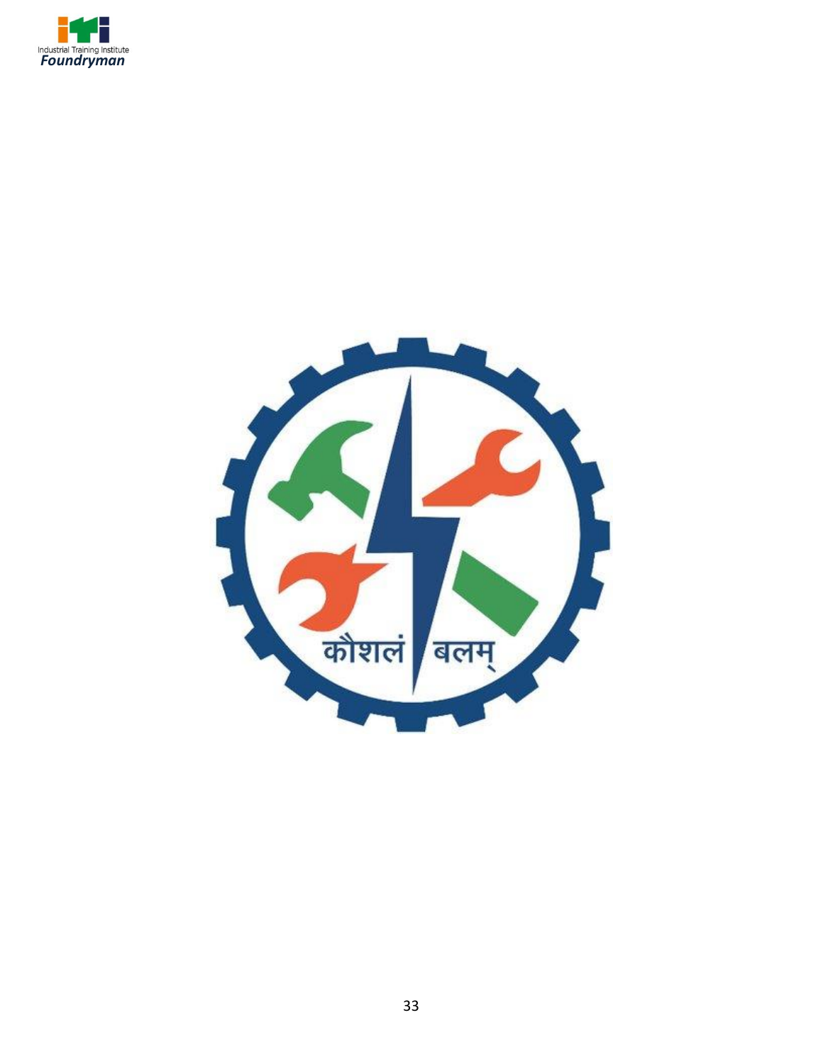कौशलं बलम्